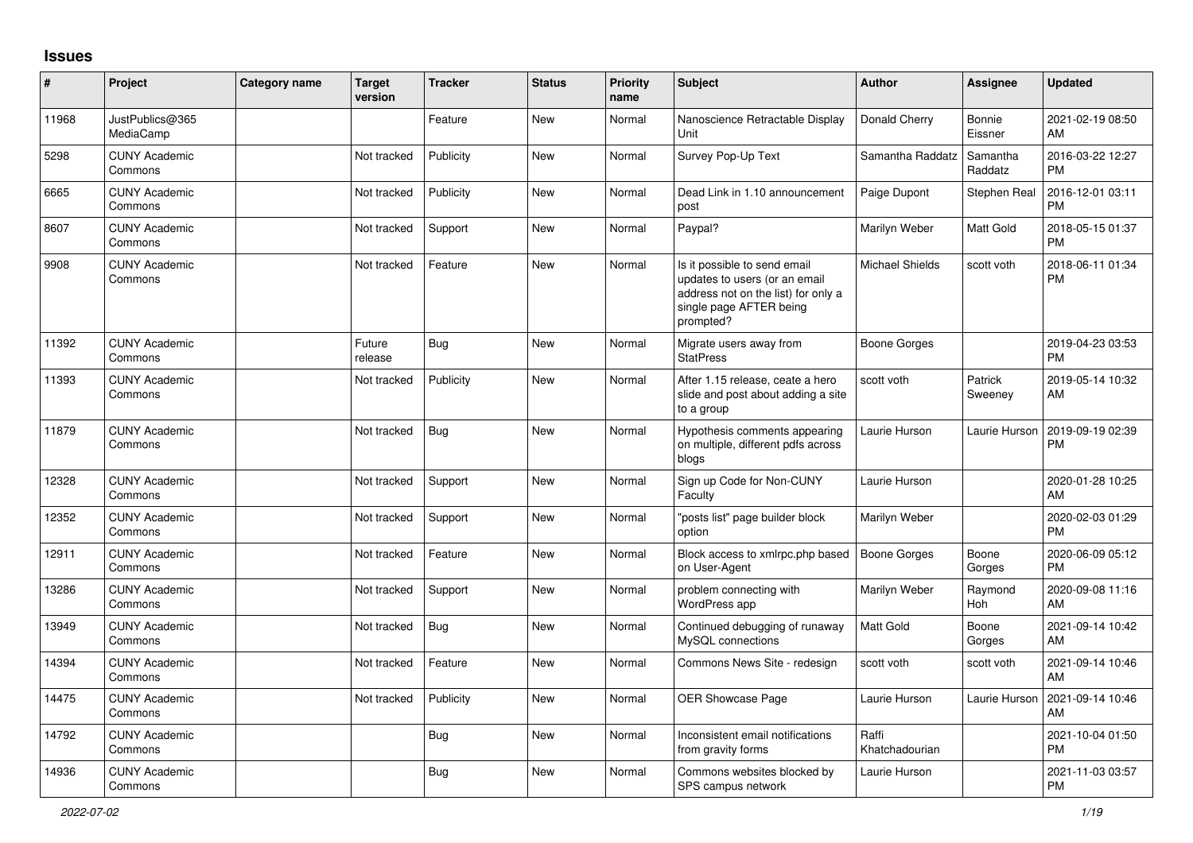# Issues

| # | Project | Category name | Target version | Tracker | Status | Priority name | Subject | Author | Assignee | Updated |
|---|---|---|---|---|---|---|---|---|---|---|
| 11968 | JustPublics@365 MediaCamp | | | Feature | New | Normal | Nanoscience Retractable Display Unit | Donald Cherry | Bonnie Eissner | 2021-02-19 08:50 AM |
| 5298 | CUNY Academic Commons | | Not tracked | Publicity | New | Normal | Survey Pop-Up Text | Samantha Raddatz | Samantha Raddatz | 2016-03-22 12:27 PM |
| 6665 | CUNY Academic Commons | | Not tracked | Publicity | New | Normal | Dead Link in 1.10 announcement post | Paige Dupont | Stephen Real | 2016-12-01 03:11 PM |
| 8607 | CUNY Academic Commons | | Not tracked | Support | New | Normal | Paypal? | Marilyn Weber | Matt Gold | 2018-05-15 01:37 PM |
| 9908 | CUNY Academic Commons | | Not tracked | Feature | New | Normal | Is it possible to send email updates to users (or an email address not on the list) for only a single page AFTER being prompted? | Michael Shields | scott voth | 2018-06-11 01:34 PM |
| 11392 | CUNY Academic Commons | | Future release | Bug | New | Normal | Migrate users away from StatPress | Boone Gorges | | 2019-04-23 03:53 PM |
| 11393 | CUNY Academic Commons | | Not tracked | Publicity | New | Normal | After 1.15 release, ceate a hero slide and post about adding a site to a group | scott voth | Patrick Sweeney | 2019-05-14 10:32 AM |
| 11879 | CUNY Academic Commons | | Not tracked | Bug | New | Normal | Hypothesis comments appearing on multiple, different pdfs across blogs | Laurie Hurson | Laurie Hurson | 2019-09-19 02:39 PM |
| 12328 | CUNY Academic Commons | | Not tracked | Support | New | Normal | Sign up Code for Non-CUNY Faculty | Laurie Hurson | | 2020-01-28 10:25 AM |
| 12352 | CUNY Academic Commons | | Not tracked | Support | New | Normal | "posts list" page builder block option | Marilyn Weber | | 2020-02-03 01:29 PM |
| 12911 | CUNY Academic Commons | | Not tracked | Feature | New | Normal | Block access to xmlrpc.php based on User-Agent | Boone Gorges | Boone Gorges | 2020-06-09 05:12 PM |
| 13286 | CUNY Academic Commons | | Not tracked | Support | New | Normal | problem connecting with WordPress app | Marilyn Weber | Raymond Hoh | 2020-09-08 11:16 AM |
| 13949 | CUNY Academic Commons | | Not tracked | Bug | New | Normal | Continued debugging of runaway MySQL connections | Matt Gold | Boone Gorges | 2021-09-14 10:42 AM |
| 14394 | CUNY Academic Commons | | Not tracked | Feature | New | Normal | Commons News Site - redesign | scott voth | scott voth | 2021-09-14 10:46 AM |
| 14475 | CUNY Academic Commons | | Not tracked | Publicity | New | Normal | OER Showcase Page | Laurie Hurson | Laurie Hurson | 2021-09-14 10:46 AM |
| 14792 | CUNY Academic Commons | | | Bug | New | Normal | Inconsistent email notifications from gravity forms | Raffi Khatchadourian | | 2021-10-04 01:50 PM |
| 14936 | CUNY Academic Commons | | | Bug | New | Normal | Commons websites blocked by SPS campus network | Laurie Hurson | | 2021-11-03 03:57 PM |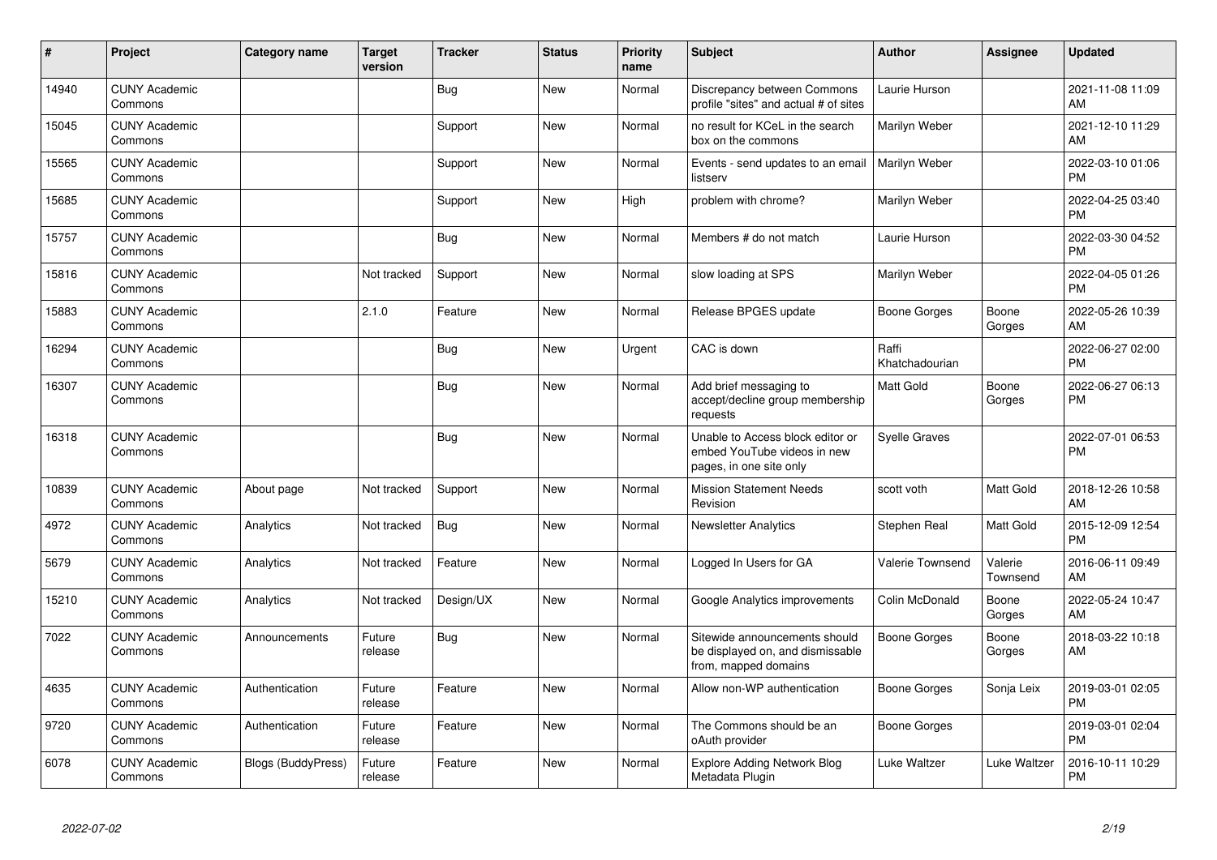| # | Project | Category name | Target version | Tracker | Status | Priority name | Subject | Author | Assignee | Updated |
|---|---|---|---|---|---|---|---|---|---|---|
| 14940 | CUNY Academic Commons | | | Bug | New | Normal | Discrepancy between Commons profile "sites" and actual # of sites | Laurie Hurson | | 2021-11-08 11:09 AM |
| 15045 | CUNY Academic Commons | | | Support | New | Normal | no result for KCeL in the search box on the commons | Marilyn Weber | | 2021-12-10 11:29 AM |
| 15565 | CUNY Academic Commons | | | Support | New | Normal | Events - send updates to an email listserv | Marilyn Weber | | 2022-03-10 01:06 PM |
| 15685 | CUNY Academic Commons | | | Support | New | High | problem with chrome? | Marilyn Weber | | 2022-04-25 03:40 PM |
| 15757 | CUNY Academic Commons | | | Bug | New | Normal | Members # do not match | Laurie Hurson | | 2022-03-30 04:52 PM |
| 15816 | CUNY Academic Commons | | Not tracked | Support | New | Normal | slow loading at SPS | Marilyn Weber | | 2022-04-05 01:26 PM |
| 15883 | CUNY Academic Commons | | 2.1.0 | Feature | New | Normal | Release BPGES update | Boone Gorges | Boone Gorges | 2022-05-26 10:39 AM |
| 16294 | CUNY Academic Commons | | | Bug | New | Urgent | CAC is down | Raffi Khatchadourian | | 2022-06-27 02:00 PM |
| 16307 | CUNY Academic Commons | | | Bug | New | Normal | Add brief messaging to accept/decline group membership requests | Matt Gold | Boone Gorges | 2022-06-27 06:13 PM |
| 16318 | CUNY Academic Commons | | | Bug | New | Normal | Unable to Access block editor or embed YouTube videos in new pages, in one site only | Syelle Graves | | 2022-07-01 06:53 PM |
| 10839 | CUNY Academic Commons | About page | Not tracked | Support | New | Normal | Mission Statement Needs Revision | scott voth | Matt Gold | 2018-12-26 10:58 AM |
| 4972 | CUNY Academic Commons | Analytics | Not tracked | Bug | New | Normal | Newsletter Analytics | Stephen Real | Matt Gold | 2015-12-09 12:54 PM |
| 5679 | CUNY Academic Commons | Analytics | Not tracked | Feature | New | Normal | Logged In Users for GA | Valerie Townsend | Valerie Townsend | 2016-06-11 09:49 AM |
| 15210 | CUNY Academic Commons | Analytics | Not tracked | Design/UX | New | Normal | Google Analytics improvements | Colin McDonald | Boone Gorges | 2022-05-24 10:47 AM |
| 7022 | CUNY Academic Commons | Announcements | Future release | Bug | New | Normal | Sitewide announcements should be displayed on, and dismissable from, mapped domains | Boone Gorges | Boone Gorges | 2018-03-22 10:18 AM |
| 4635 | CUNY Academic Commons | Authentication | Future release | Feature | New | Normal | Allow non-WP authentication | Boone Gorges | Sonja Leix | 2019-03-01 02:05 PM |
| 9720 | CUNY Academic Commons | Authentication | Future release | Feature | New | Normal | The Commons should be an oAuth provider | Boone Gorges | | 2019-03-01 02:04 PM |
| 6078 | CUNY Academic Commons | Blogs (BuddyPress) | Future release | Feature | New | Normal | Explore Adding Network Blog Metadata Plugin | Luke Waltzer | Luke Waltzer | 2016-10-11 10:29 PM |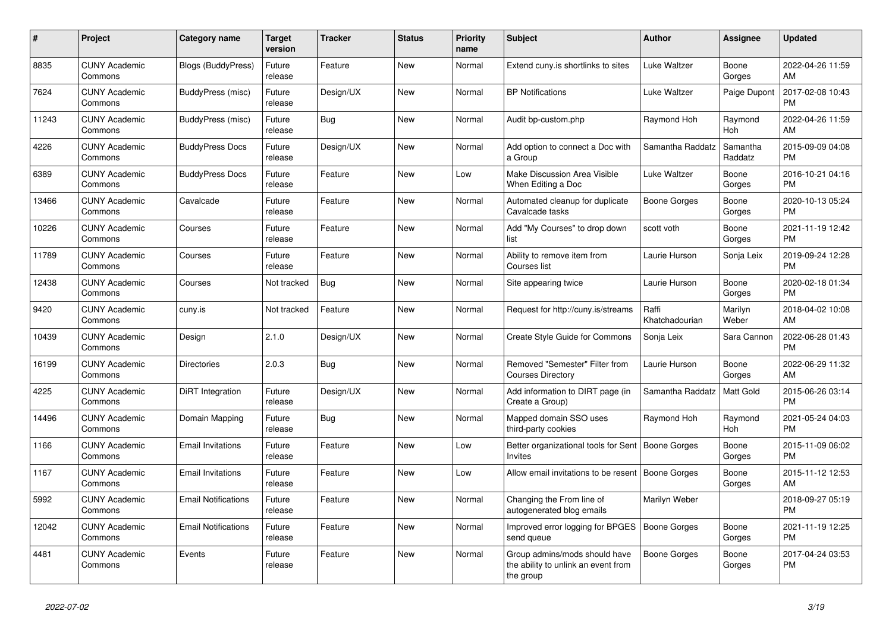| # | Project | Category name | Target version | Tracker | Status | Priority name | Subject | Author | Assignee | Updated |
|---|---|---|---|---|---|---|---|---|---|---|
| 8835 | CUNY Academic Commons | Blogs (BuddyPress) | Future release | Feature | New | Normal | Extend cuny.is shortlinks to sites | Luke Waltzer | Boone Gorges | 2022-04-26 11:59 AM |
| 7624 | CUNY Academic Commons | BuddyPress (misc) | Future release | Design/UX | New | Normal | BP Notifications | Luke Waltzer | Paige Dupont | 2017-02-08 10:43 PM |
| 11243 | CUNY Academic Commons | BuddyPress (misc) | Future release | Bug | New | Normal | Audit bp-custom.php | Raymond Hoh | Raymond Hoh | 2022-04-26 11:59 AM |
| 4226 | CUNY Academic Commons | BuddyPress Docs | Future release | Design/UX | New | Normal | Add option to connect a Doc with a Group | Samantha Raddatz | Samantha Raddatz | 2015-09-09 04:08 PM |
| 6389 | CUNY Academic Commons | BuddyPress Docs | Future release | Feature | New | Low | Make Discussion Area Visible When Editing a Doc | Luke Waltzer | Boone Gorges | 2016-10-21 04:16 PM |
| 13466 | CUNY Academic Commons | Cavalcade | Future release | Feature | New | Normal | Automated cleanup for duplicate Cavalcade tasks | Boone Gorges | Boone Gorges | 2020-10-13 05:24 PM |
| 10226 | CUNY Academic Commons | Courses | Future release | Feature | New | Normal | Add "My Courses" to drop down list | scott voth | Boone Gorges | 2021-11-19 12:42 PM |
| 11789 | CUNY Academic Commons | Courses | Future release | Feature | New | Normal | Ability to remove item from Courses list | Laurie Hurson | Sonja Leix | 2019-09-24 12:28 PM |
| 12438 | CUNY Academic Commons | Courses | Not tracked | Bug | New | Normal | Site appearing twice | Laurie Hurson | Boone Gorges | 2020-02-18 01:34 PM |
| 9420 | CUNY Academic Commons | cuny.is | Not tracked | Feature | New | Normal | Request for http://cuny.is/streams | Raffi Khatchadourian | Marilyn Weber | 2018-04-02 10:08 AM |
| 10439 | CUNY Academic Commons | Design | 2.1.0 | Design/UX | New | Normal | Create Style Guide for Commons | Sonja Leix | Sara Cannon | 2022-06-28 01:43 PM |
| 16199 | CUNY Academic Commons | Directories | 2.0.3 | Bug | New | Normal | Removed "Semester" Filter from Courses Directory | Laurie Hurson | Boone Gorges | 2022-06-29 11:32 AM |
| 4225 | CUNY Academic Commons | DiRT Integration | Future release | Design/UX | New | Normal | Add information to DIRT page (in Create a Group) | Samantha Raddatz | Matt Gold | 2015-06-26 03:14 PM |
| 14496 | CUNY Academic Commons | Domain Mapping | Future release | Bug | New | Normal | Mapped domain SSO uses third-party cookies | Raymond Hoh | Raymond Hoh | 2021-05-24 04:03 PM |
| 1166 | CUNY Academic Commons | Email Invitations | Future release | Feature | New | Low | Better organizational tools for Sent Invites | Boone Gorges | Boone Gorges | 2015-11-09 06:02 PM |
| 1167 | CUNY Academic Commons | Email Invitations | Future release | Feature | New | Low | Allow email invitations to be resent | Boone Gorges | Boone Gorges | 2015-11-12 12:53 AM |
| 5992 | CUNY Academic Commons | Email Notifications | Future release | Feature | New | Normal | Changing the From line of autogenerated blog emails | Marilyn Weber | | 2018-09-27 05:19 PM |
| 12042 | CUNY Academic Commons | Email Notifications | Future release | Feature | New | Normal | Improved error logging for BPGES send queue | Boone Gorges | Boone Gorges | 2021-11-19 12:25 PM |
| 4481 | CUNY Academic Commons | Events | Future release | Feature | New | Normal | Group admins/mods should have the ability to unlink an event from the group | Boone Gorges | Boone Gorges | 2017-04-24 03:53 PM |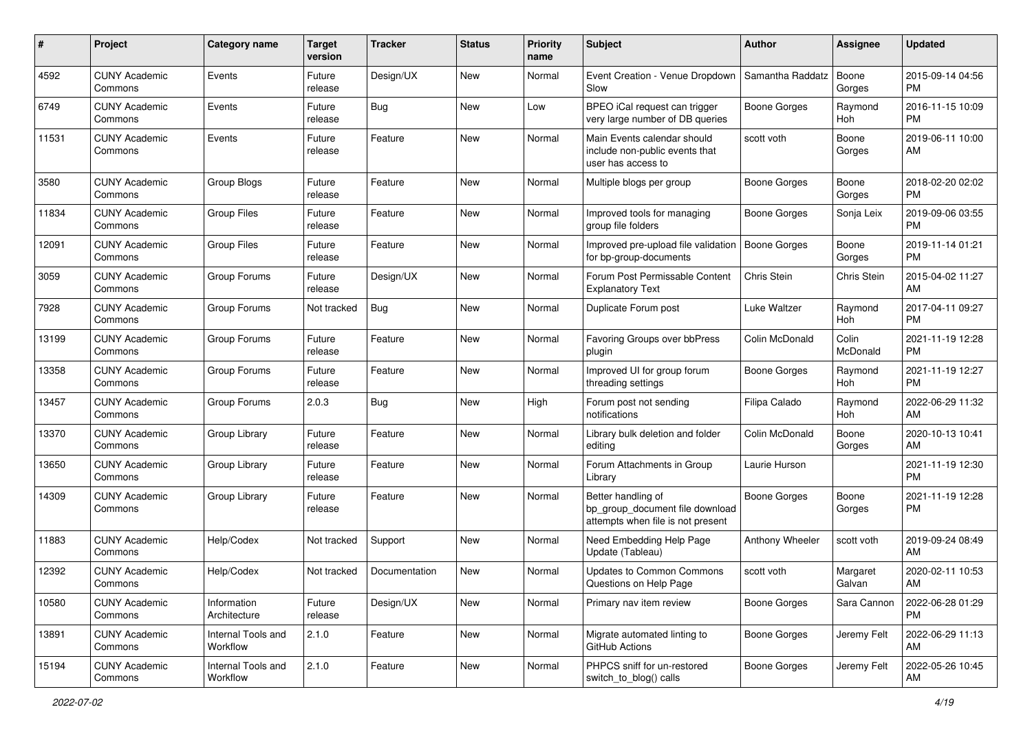| # | Project | Category name | Target version | Tracker | Status | Priority name | Subject | Author | Assignee | Updated |
|---|---|---|---|---|---|---|---|---|---|---|
| 4592 | CUNY Academic Commons | Events | Future release | Design/UX | New | Normal | Event Creation - Venue Dropdown Slow | Samantha Raddatz | Boone Gorges | 2015-09-14 04:56 PM |
| 6749 | CUNY Academic Commons | Events | Future release | Bug | New | Low | BPEO iCal request can trigger very large number of DB queries | Boone Gorges | Raymond Hoh | 2016-11-15 10:09 PM |
| 11531 | CUNY Academic Commons | Events | Future release | Feature | New | Normal | Main Events calendar should include non-public events that user has access to | scott voth | Boone Gorges | 2019-06-11 10:00 AM |
| 3580 | CUNY Academic Commons | Group Blogs | Future release | Feature | New | Normal | Multiple blogs per group | Boone Gorges | Boone Gorges | 2018-02-20 02:02 PM |
| 11834 | CUNY Academic Commons | Group Files | Future release | Feature | New | Normal | Improved tools for managing group file folders | Boone Gorges | Sonja Leix | 2019-09-06 03:55 PM |
| 12091 | CUNY Academic Commons | Group Files | Future release | Feature | New | Normal | Improved pre-upload file validation for bp-group-documents | Boone Gorges | Boone Gorges | 2019-11-14 01:21 PM |
| 3059 | CUNY Academic Commons | Group Forums | Future release | Design/UX | New | Normal | Forum Post Permissable Content Explanatory Text | Chris Stein | Chris Stein | 2015-04-02 11:27 AM |
| 7928 | CUNY Academic Commons | Group Forums | Not tracked | Bug | New | Normal | Duplicate Forum post | Luke Waltzer | Raymond Hoh | 2017-04-11 09:27 PM |
| 13199 | CUNY Academic Commons | Group Forums | Future release | Feature | New | Normal | Favoring Groups over bbPress plugin | Colin McDonald | Colin McDonald | 2021-11-19 12:28 PM |
| 13358 | CUNY Academic Commons | Group Forums | Future release | Feature | New | Normal | Improved UI for group forum threading settings | Boone Gorges | Raymond Hoh | 2021-11-19 12:27 PM |
| 13457 | CUNY Academic Commons | Group Forums | 2.0.3 | Bug | New | High | Forum post not sending notifications | Filipa Calado | Raymond Hoh | 2022-06-29 11:32 AM |
| 13370 | CUNY Academic Commons | Group Library | Future release | Feature | New | Normal | Library bulk deletion and folder editing | Colin McDonald | Boone Gorges | 2020-10-13 10:41 AM |
| 13650 | CUNY Academic Commons | Group Library | Future release | Feature | New | Normal | Forum Attachments in Group Library | Laurie Hurson | | 2021-11-19 12:30 PM |
| 14309 | CUNY Academic Commons | Group Library | Future release | Feature | New | Normal | Better handling of bp_group_document file download attempts when file is not present | Boone Gorges | Boone Gorges | 2021-11-19 12:28 PM |
| 11883 | CUNY Academic Commons | Help/Codex | Not tracked | Support | New | Normal | Need Embedding Help Page Update (Tableau) | Anthony Wheeler | scott voth | 2019-09-24 08:49 AM |
| 12392 | CUNY Academic Commons | Help/Codex | Not tracked | Documentation | New | Normal | Updates to Common Commons Questions on Help Page | scott voth | Margaret Galvan | 2020-02-11 10:53 AM |
| 10580 | CUNY Academic Commons | Information Architecture | Future release | Design/UX | New | Normal | Primary nav item review | Boone Gorges | Sara Cannon | 2022-06-28 01:29 PM |
| 13891 | CUNY Academic Commons | Internal Tools and Workflow | 2.1.0 | Feature | New | Normal | Migrate automated linting to GitHub Actions | Boone Gorges | Jeremy Felt | 2022-06-29 11:13 AM |
| 15194 | CUNY Academic Commons | Internal Tools and Workflow | 2.1.0 | Feature | New | Normal | PHPCS sniff for un-restored switch_to_blog() calls | Boone Gorges | Jeremy Felt | 2022-05-26 10:45 AM |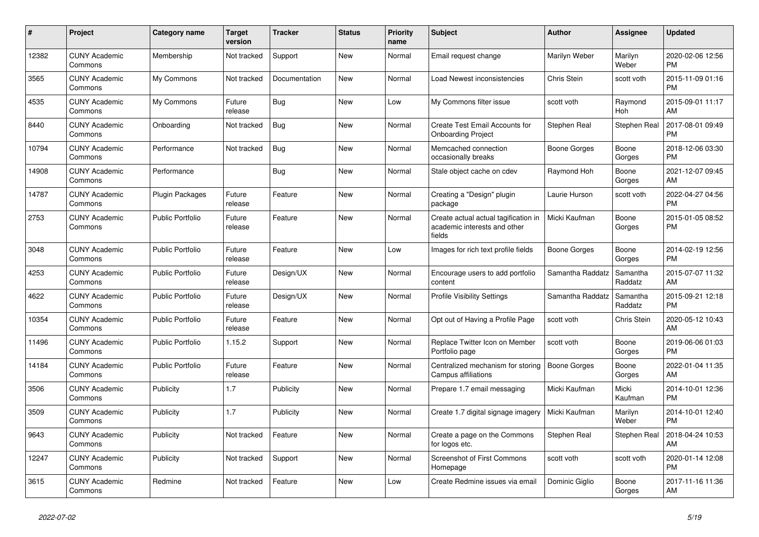| # | Project | Category name | Target version | Tracker | Status | Priority name | Subject | Author | Assignee | Updated |
|---|---|---|---|---|---|---|---|---|---|---|
| 12382 | CUNY Academic Commons | Membership | Not tracked | Support | New | Normal | Email request change | Marilyn Weber | Marilyn Weber | 2020-02-06 12:56 PM |
| 3565 | CUNY Academic Commons | My Commons | Not tracked | Documentation | New | Normal | Load Newest inconsistencies | Chris Stein | scott voth | 2015-11-09 01:16 PM |
| 4535 | CUNY Academic Commons | My Commons | Future release | Bug | New | Low | My Commons filter issue | scott voth | Raymond Hoh | 2015-09-01 11:17 AM |
| 8440 | CUNY Academic Commons | Onboarding | Not tracked | Bug | New | Normal | Create Test Email Accounts for Onboarding Project | Stephen Real | Stephen Real | 2017-08-01 09:49 PM |
| 10794 | CUNY Academic Commons | Performance | Not tracked | Bug | New | Normal | Memcached connection occasionally breaks | Boone Gorges | Boone Gorges | 2018-12-06 03:30 PM |
| 14908 | CUNY Academic Commons | Performance | | Bug | New | Normal | Stale object cache on cdev | Raymond Hoh | Boone Gorges | 2021-12-07 09:45 AM |
| 14787 | CUNY Academic Commons | Plugin Packages | Future release | Feature | New | Normal | Creating a "Design" plugin package | Laurie Hurson | scott voth | 2022-04-27 04:56 PM |
| 2753 | CUNY Academic Commons | Public Portfolio | Future release | Feature | New | Normal | Create actual actual tagification in academic interests and other fields | Micki Kaufman | Boone Gorges | 2015-01-05 08:52 PM |
| 3048 | CUNY Academic Commons | Public Portfolio | Future release | Feature | New | Low | Images for rich text profile fields | Boone Gorges | Boone Gorges | 2014-02-19 12:56 PM |
| 4253 | CUNY Academic Commons | Public Portfolio | Future release | Design/UX | New | Normal | Encourage users to add portfolio content | Samantha Raddatz | Samantha Raddatz | 2015-07-07 11:32 AM |
| 4622 | CUNY Academic Commons | Public Portfolio | Future release | Design/UX | New | Normal | Profile Visibility Settings | Samantha Raddatz | Samantha Raddatz | 2015-09-21 12:18 PM |
| 10354 | CUNY Academic Commons | Public Portfolio | Future release | Feature | New | Normal | Opt out of Having a Profile Page | scott voth | Chris Stein | 2020-05-12 10:43 AM |
| 11496 | CUNY Academic Commons | Public Portfolio | 1.15.2 | Support | New | Normal | Replace Twitter Icon on Member Portfolio page | scott voth | Boone Gorges | 2019-06-06 01:03 PM |
| 14184 | CUNY Academic Commons | Public Portfolio | Future release | Feature | New | Normal | Centralized mechanism for storing Campus affiliations | Boone Gorges | Boone Gorges | 2022-01-04 11:35 AM |
| 3506 | CUNY Academic Commons | Publicity | 1.7 | Publicity | New | Normal | Prepare 1.7 email messaging | Micki Kaufman | Micki Kaufman | 2014-10-01 12:36 PM |
| 3509 | CUNY Academic Commons | Publicity | 1.7 | Publicity | New | Normal | Create 1.7 digital signage imagery | Micki Kaufman | Marilyn Weber | 2014-10-01 12:40 PM |
| 9643 | CUNY Academic Commons | Publicity | Not tracked | Feature | New | Normal | Create a page on the Commons for logos etc. | Stephen Real | Stephen Real | 2018-04-24 10:53 AM |
| 12247 | CUNY Academic Commons | Publicity | Not tracked | Support | New | Normal | Screenshot of First Commons Homepage | scott voth | scott voth | 2020-01-14 12:08 PM |
| 3615 | CUNY Academic Commons | Redmine | Not tracked | Feature | New | Low | Create Redmine issues via email | Dominic Giglio | Boone Gorges | 2017-11-16 11:36 AM |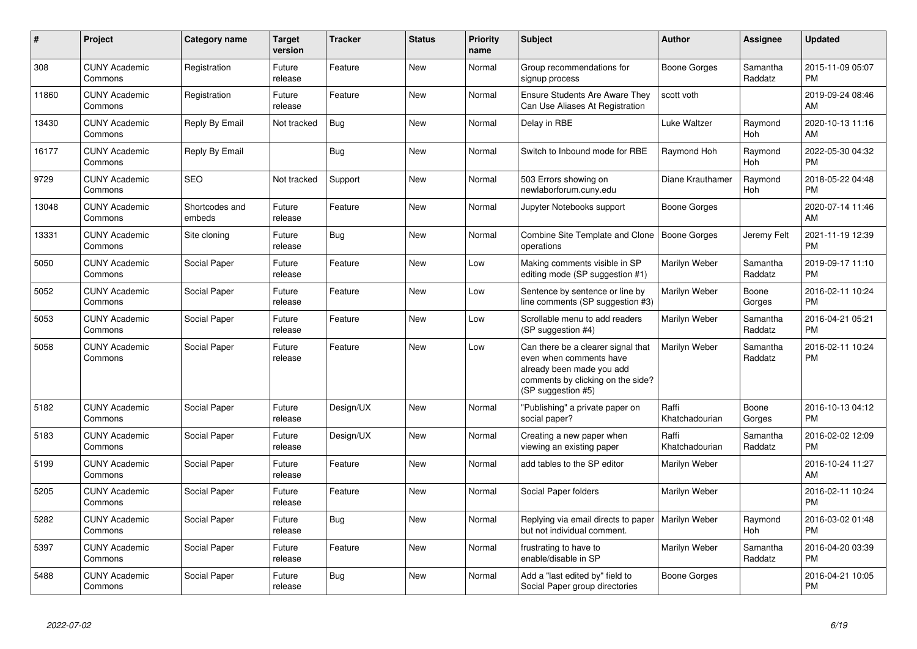| # | Project | Category name | Target version | Tracker | Status | Priority name | Subject | Author | Assignee | Updated |
|---|---|---|---|---|---|---|---|---|---|---|
| 308 | CUNY Academic Commons | Registration | Future release | Feature | New | Normal | Group recommendations for signup process | Boone Gorges | Samantha Raddatz | 2015-11-09 05:07 PM |
| 11860 | CUNY Academic Commons | Registration | Future release | Feature | New | Normal | Ensure Students Are Aware They Can Use Aliases At Registration | scott voth | | 2019-09-24 08:46 AM |
| 13430 | CUNY Academic Commons | Reply By Email | Not tracked | Bug | New | Normal | Delay in RBE | Luke Waltzer | Raymond Hoh | 2020-10-13 11:16 AM |
| 16177 | CUNY Academic Commons | Reply By Email | | Bug | New | Normal | Switch to Inbound mode for RBE | Raymond Hoh | Raymond Hoh | 2022-05-30 04:32 PM |
| 9729 | CUNY Academic Commons | SEO | Not tracked | Support | New | Normal | 503 Errors showing on newlaborforum.cuny.edu | Diane Krauthamer | Raymond Hoh | 2018-05-22 04:48 PM |
| 13048 | CUNY Academic Commons | Shortcodes and embeds | Future release | Feature | New | Normal | Jupyter Notebooks support | Boone Gorges | | 2020-07-14 11:46 AM |
| 13331 | CUNY Academic Commons | Site cloning | Future release | Bug | New | Normal | Combine Site Template and Clone operations | Boone Gorges | Jeremy Felt | 2021-11-19 12:39 PM |
| 5050 | CUNY Academic Commons | Social Paper | Future release | Feature | New | Low | Making comments visible in SP editing mode (SP suggestion #1) | Marilyn Weber | Samantha Raddatz | 2019-09-17 11:10 PM |
| 5052 | CUNY Academic Commons | Social Paper | Future release | Feature | New | Low | Sentence by sentence or line by line comments (SP suggestion #3) | Marilyn Weber | Boone Gorges | 2016-02-11 10:24 PM |
| 5053 | CUNY Academic Commons | Social Paper | Future release | Feature | New | Low | Scrollable menu to add readers (SP suggestion #4) | Marilyn Weber | Samantha Raddatz | 2016-04-21 05:21 PM |
| 5058 | CUNY Academic Commons | Social Paper | Future release | Feature | New | Low | Can there be a clearer signal that even when comments have already been made you add comments by clicking on the side? (SP suggestion #5) | Marilyn Weber | Samantha Raddatz | 2016-02-11 10:24 PM |
| 5182 | CUNY Academic Commons | Social Paper | Future release | Design/UX | New | Normal | "Publishing" a private paper on social paper? | Raffi Khatchadourian | Boone Gorges | 2016-10-13 04:12 PM |
| 5183 | CUNY Academic Commons | Social Paper | Future release | Design/UX | New | Normal | Creating a new paper when viewing an existing paper | Raffi Khatchadourian | Samantha Raddatz | 2016-02-02 12:09 PM |
| 5199 | CUNY Academic Commons | Social Paper | Future release | Feature | New | Normal | add tables to the SP editor | Marilyn Weber | | 2016-10-24 11:27 AM |
| 5205 | CUNY Academic Commons | Social Paper | Future release | Feature | New | Normal | Social Paper folders | Marilyn Weber | | 2016-02-11 10:24 PM |
| 5282 | CUNY Academic Commons | Social Paper | Future release | Bug | New | Normal | Replying via email directs to paper but not individual comment. | Marilyn Weber | Raymond Hoh | 2016-03-02 01:48 PM |
| 5397 | CUNY Academic Commons | Social Paper | Future release | Feature | New | Normal | frustrating to have to enable/disable in SP | Marilyn Weber | Samantha Raddatz | 2016-04-20 03:39 PM |
| 5488 | CUNY Academic Commons | Social Paper | Future release | Bug | New | Normal | Add a "last edited by" field to Social Paper group directories | Boone Gorges | | 2016-04-21 10:05 PM |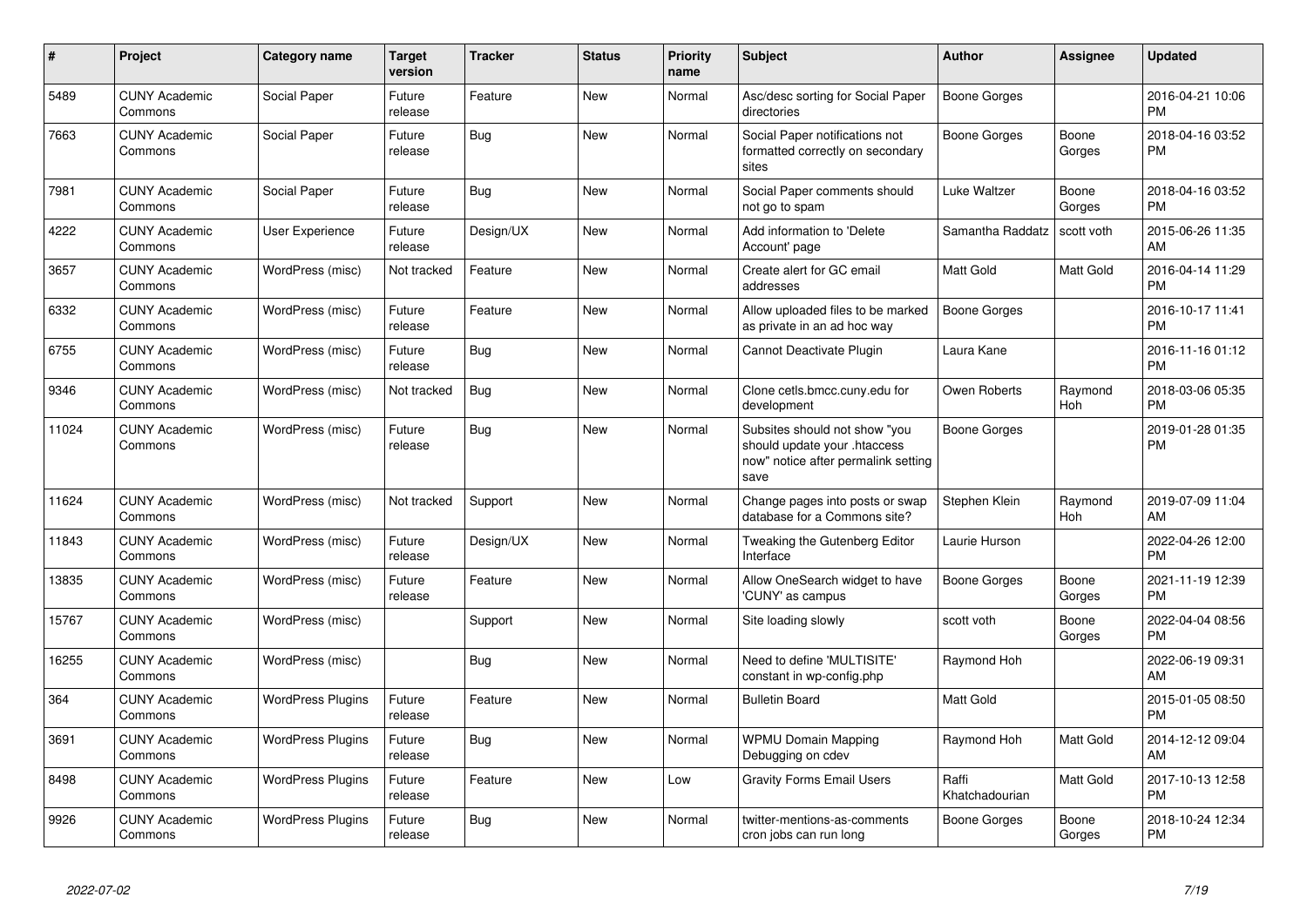| # | Project | Category name | Target version | Tracker | Status | Priority name | Subject | Author | Assignee | Updated |
|---|---|---|---|---|---|---|---|---|---|---|
| 5489 | CUNY Academic Commons | Social Paper | Future release | Feature | New | Normal | Asc/desc sorting for Social Paper directories | Boone Gorges | | 2016-04-21 10:06 PM |
| 7663 | CUNY Academic Commons | Social Paper | Future release | Bug | New | Normal | Social Paper notifications not formatted correctly on secondary sites | Boone Gorges | Boone Gorges | 2018-04-16 03:52 PM |
| 7981 | CUNY Academic Commons | Social Paper | Future release | Bug | New | Normal | Social Paper comments should not go to spam | Luke Waltzer | Boone Gorges | 2018-04-16 03:52 PM |
| 4222 | CUNY Academic Commons | User Experience | Future release | Design/UX | New | Normal | Add information to 'Delete Account' page | Samantha Raddatz | scott voth | 2015-06-26 11:35 AM |
| 3657 | CUNY Academic Commons | WordPress (misc) | Not tracked | Feature | New | Normal | Create alert for GC email addresses | Matt Gold | Matt Gold | 2016-04-14 11:29 PM |
| 6332 | CUNY Academic Commons | WordPress (misc) | Future release | Feature | New | Normal | Allow uploaded files to be marked as private in an ad hoc way | Boone Gorges | | 2016-10-17 11:41 PM |
| 6755 | CUNY Academic Commons | WordPress (misc) | Future release | Bug | New | Normal | Cannot Deactivate Plugin | Laura Kane | | 2016-11-16 01:12 PM |
| 9346 | CUNY Academic Commons | WordPress (misc) | Not tracked | Bug | New | Normal | Clone cetls.bmcc.cuny.edu for development | Owen Roberts | Raymond Hoh | 2018-03-06 05:35 PM |
| 11024 | CUNY Academic Commons | WordPress (misc) | Future release | Bug | New | Normal | Subsites should not show "you should update your .htaccess now" notice after permalink setting save | Boone Gorges | | 2019-01-28 01:35 PM |
| 11624 | CUNY Academic Commons | WordPress (misc) | Not tracked | Support | New | Normal | Change pages into posts or swap database for a Commons site? | Stephen Klein | Raymond Hoh | 2019-07-09 11:04 AM |
| 11843 | CUNY Academic Commons | WordPress (misc) | Future release | Design/UX | New | Normal | Tweaking the Gutenberg Editor Interface | Laurie Hurson | | 2022-04-26 12:00 PM |
| 13835 | CUNY Academic Commons | WordPress (misc) | Future release | Feature | New | Normal | Allow OneSearch widget to have 'CUNY' as campus | Boone Gorges | Boone Gorges | 2021-11-19 12:39 PM |
| 15767 | CUNY Academic Commons | WordPress (misc) | | Support | New | Normal | Site loading slowly | scott voth | Boone Gorges | 2022-04-04 08:56 PM |
| 16255 | CUNY Academic Commons | WordPress (misc) | | Bug | New | Normal | Need to define 'MULTISITE' constant in wp-config.php | Raymond Hoh | | 2022-06-19 09:31 AM |
| 364 | CUNY Academic Commons | WordPress Plugins | Future release | Feature | New | Normal | Bulletin Board | Matt Gold | | 2015-01-05 08:50 PM |
| 3691 | CUNY Academic Commons | WordPress Plugins | Future release | Bug | New | Normal | WPMU Domain Mapping Debugging on cdev | Raymond Hoh | Matt Gold | 2014-12-12 09:04 AM |
| 8498 | CUNY Academic Commons | WordPress Plugins | Future release | Feature | New | Low | Gravity Forms Email Users | Raffi Khatchadourian | Matt Gold | 2017-10-13 12:58 PM |
| 9926 | CUNY Academic Commons | WordPress Plugins | Future release | Bug | New | Normal | twitter-mentions-as-comments cron jobs can run long | Boone Gorges | Boone Gorges | 2018-10-24 12:34 PM |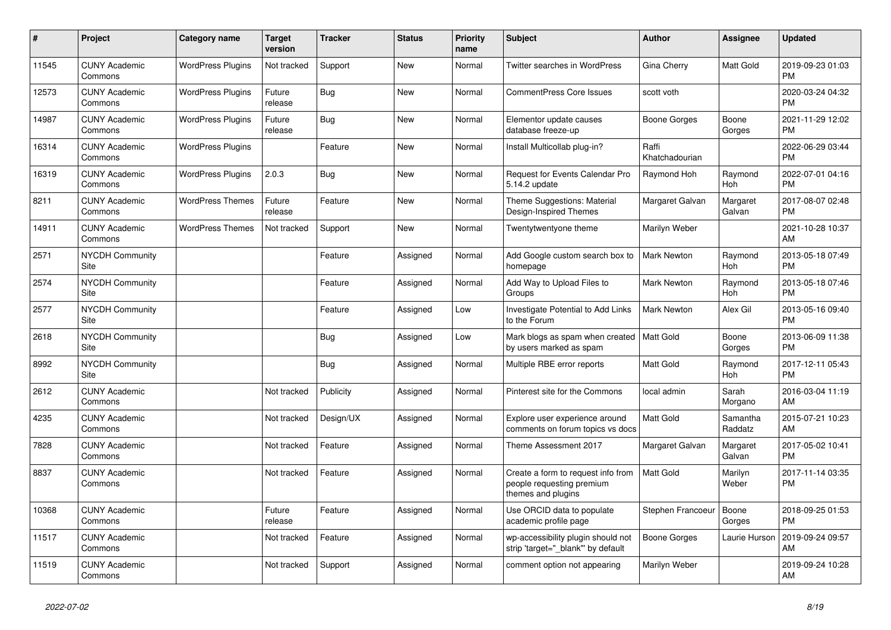| # | Project | Category name | Target version | Tracker | Status | Priority name | Subject | Author | Assignee | Updated |
|---|---|---|---|---|---|---|---|---|---|---|
| 11545 | CUNY Academic Commons | WordPress Plugins | Not tracked | Support | New | Normal | Twitter searches in WordPress | Gina Cherry | Matt Gold | 2019-09-23 01:03 PM |
| 12573 | CUNY Academic Commons | WordPress Plugins | Future release | Bug | New | Normal | CommentPress Core Issues | scott voth | | 2020-03-24 04:32 PM |
| 14987 | CUNY Academic Commons | WordPress Plugins | Future release | Bug | New | Normal | Elementor update causes database freeze-up | Boone Gorges | Boone Gorges | 2021-11-29 12:02 PM |
| 16314 | CUNY Academic Commons | WordPress Plugins | | Feature | New | Normal | Install Multicollab plug-in? | Raffi Khatchadourian | | 2022-06-29 03:44 PM |
| 16319 | CUNY Academic Commons | WordPress Plugins | 2.0.3 | Bug | New | Normal | Request for Events Calendar Pro 5.14.2 update | Raymond Hoh | Raymond Hoh | 2022-07-01 04:16 PM |
| 8211 | CUNY Academic Commons | WordPress Themes | Future release | Feature | New | Normal | Theme Suggestions: Material Design-Inspired Themes | Margaret Galvan | Margaret Galvan | 2017-08-07 02:48 PM |
| 14911 | CUNY Academic Commons | WordPress Themes | Not tracked | Support | New | Normal | Twentytwentyone theme | Marilyn Weber | | 2021-10-28 10:37 AM |
| 2571 | NYCDH Community Site | | | Feature | Assigned | Normal | Add Google custom search box to homepage | Mark Newton | Raymond Hoh | 2013-05-18 07:49 PM |
| 2574 | NYCDH Community Site | | | Feature | Assigned | Normal | Add Way to Upload Files to Groups | Mark Newton | Raymond Hoh | 2013-05-18 07:46 PM |
| 2577 | NYCDH Community Site | | | Feature | Assigned | Low | Investigate Potential to Add Links to the Forum | Mark Newton | Alex Gil | 2013-05-16 09:40 PM |
| 2618 | NYCDH Community Site | | | Bug | Assigned | Low | Mark blogs as spam when created by users marked as spam | Matt Gold | Boone Gorges | 2013-06-09 11:38 PM |
| 8992 | NYCDH Community Site | | | Bug | Assigned | Normal | Multiple RBE error reports | Matt Gold | Raymond Hoh | 2017-12-11 05:43 PM |
| 2612 | CUNY Academic Commons | | Not tracked | Publicity | Assigned | Normal | Pinterest site for the Commons | local admin | Sarah Morgano | 2016-03-04 11:19 AM |
| 4235 | CUNY Academic Commons | | Not tracked | Design/UX | Assigned | Normal | Explore user experience around comments on forum topics vs docs | Matt Gold | Samantha Raddatz | 2015-07-21 10:23 AM |
| 7828 | CUNY Academic Commons | | Not tracked | Feature | Assigned | Normal | Theme Assessment 2017 | Margaret Galvan | Margaret Galvan | 2017-05-02 10:41 PM |
| 8837 | CUNY Academic Commons | | Not tracked | Feature | Assigned | Normal | Create a form to request info from people requesting premium themes and plugins | Matt Gold | Marilyn Weber | 2017-11-14 03:35 PM |
| 10368 | CUNY Academic Commons | | Future release | Feature | Assigned | Normal | Use ORCID data to populate academic profile page | Stephen Francoeur | Boone Gorges | 2018-09-25 01:53 PM |
| 11517 | CUNY Academic Commons | | Not tracked | Feature | Assigned | Normal | wp-accessibility plugin should not strip 'target="_blank"' by default | Boone Gorges | Laurie Hurson | 2019-09-24 09:57 AM |
| 11519 | CUNY Academic Commons | | Not tracked | Support | Assigned | Normal | comment option not appearing | Marilyn Weber | | 2019-09-24 10:28 AM |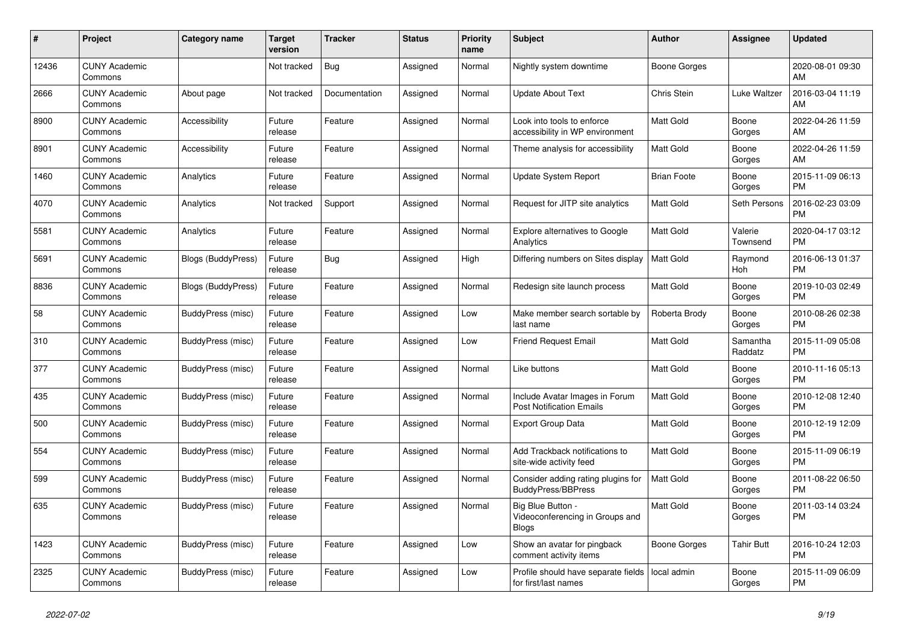| # | Project | Category name | Target version | Tracker | Status | Priority name | Subject | Author | Assignee | Updated |
|---|---|---|---|---|---|---|---|---|---|---|
| 12436 | CUNY Academic Commons | | Not tracked | Bug | Assigned | Normal | Nightly system downtime | Boone Gorges | | 2020-08-01 09:30 AM |
| 2666 | CUNY Academic Commons | About page | Not tracked | Documentation | Assigned | Normal | Update About Text | Chris Stein | Luke Waltzer | 2016-03-04 11:19 AM |
| 8900 | CUNY Academic Commons | Accessibility | Future release | Feature | Assigned | Normal | Look into tools to enforce accessibility in WP environment | Matt Gold | Boone Gorges | 2022-04-26 11:59 AM |
| 8901 | CUNY Academic Commons | Accessibility | Future release | Feature | Assigned | Normal | Theme analysis for accessibility | Matt Gold | Boone Gorges | 2022-04-26 11:59 AM |
| 1460 | CUNY Academic Commons | Analytics | Future release | Feature | Assigned | Normal | Update System Report | Brian Foote | Boone Gorges | 2015-11-09 06:13 PM |
| 4070 | CUNY Academic Commons | Analytics | Not tracked | Support | Assigned | Normal | Request for JITP site analytics | Matt Gold | Seth Persons | 2016-02-23 03:09 PM |
| 5581 | CUNY Academic Commons | Analytics | Future release | Feature | Assigned | Normal | Explore alternatives to Google Analytics | Matt Gold | Valerie Townsend | 2020-04-17 03:12 PM |
| 5691 | CUNY Academic Commons | Blogs (BuddyPress) | Future release | Bug | Assigned | High | Differing numbers on Sites display | Matt Gold | Raymond Hoh | 2016-06-13 01:37 PM |
| 8836 | CUNY Academic Commons | Blogs (BuddyPress) | Future release | Feature | Assigned | Normal | Redesign site launch process | Matt Gold | Boone Gorges | 2019-10-03 02:49 PM |
| 58 | CUNY Academic Commons | BuddyPress (misc) | Future release | Feature | Assigned | Low | Make member search sortable by last name | Roberta Brody | Boone Gorges | 2010-08-26 02:38 PM |
| 310 | CUNY Academic Commons | BuddyPress (misc) | Future release | Feature | Assigned | Low | Friend Request Email | Matt Gold | Samantha Raddatz | 2015-11-09 05:08 PM |
| 377 | CUNY Academic Commons | BuddyPress (misc) | Future release | Feature | Assigned | Normal | Like buttons | Matt Gold | Boone Gorges | 2010-11-16 05:13 PM |
| 435 | CUNY Academic Commons | BuddyPress (misc) | Future release | Feature | Assigned | Normal | Include Avatar Images in Forum Post Notification Emails | Matt Gold | Boone Gorges | 2010-12-08 12:40 PM |
| 500 | CUNY Academic Commons | BuddyPress (misc) | Future release | Feature | Assigned | Normal | Export Group Data | Matt Gold | Boone Gorges | 2010-12-19 12:09 PM |
| 554 | CUNY Academic Commons | BuddyPress (misc) | Future release | Feature | Assigned | Normal | Add Trackback notifications to site-wide activity feed | Matt Gold | Boone Gorges | 2015-11-09 06:19 PM |
| 599 | CUNY Academic Commons | BuddyPress (misc) | Future release | Feature | Assigned | Normal | Consider adding rating plugins for BuddyPress/BBPress | Matt Gold | Boone Gorges | 2011-08-22 06:50 PM |
| 635 | CUNY Academic Commons | BuddyPress (misc) | Future release | Feature | Assigned | Normal | Big Blue Button - Videoconferencing in Groups and Blogs | Matt Gold | Boone Gorges | 2011-03-14 03:24 PM |
| 1423 | CUNY Academic Commons | BuddyPress (misc) | Future release | Feature | Assigned | Low | Show an avatar for pingback comment activity items | Boone Gorges | Tahir Butt | 2016-10-24 12:03 PM |
| 2325 | CUNY Academic Commons | BuddyPress (misc) | Future release | Feature | Assigned | Low | Profile should have separate fields for first/last names | local admin | Boone Gorges | 2015-11-09 06:09 PM |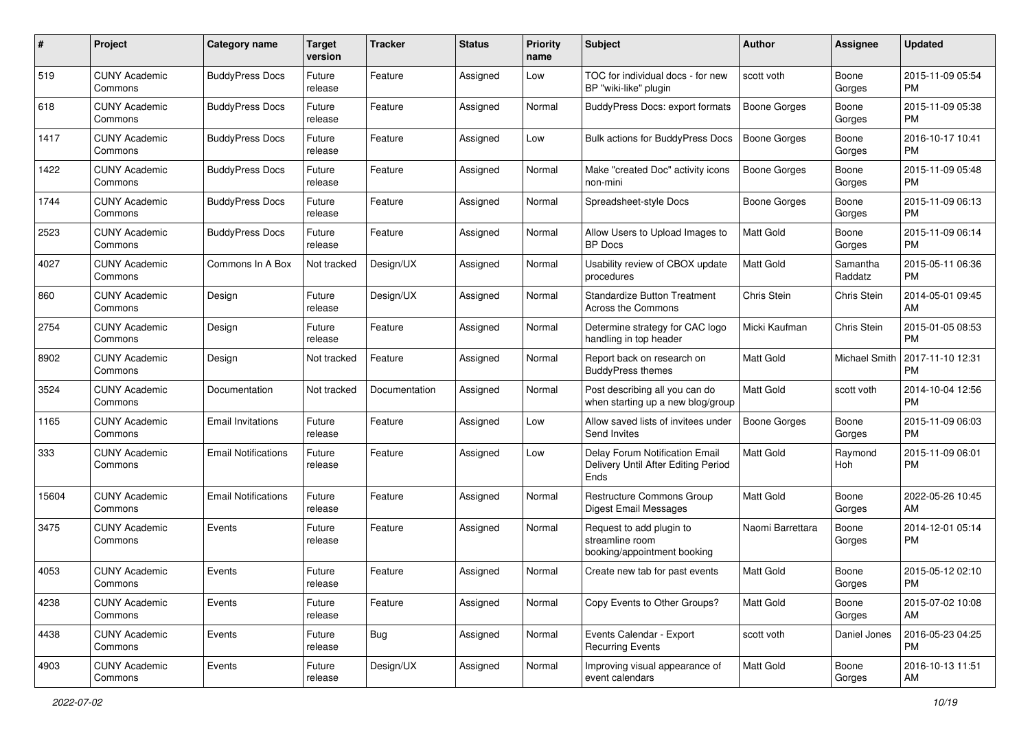| # | Project | Category name | Target version | Tracker | Status | Priority name | Subject | Author | Assignee | Updated |
|---|---|---|---|---|---|---|---|---|---|---|
| 519 | CUNY Academic Commons | BuddyPress Docs | Future release | Feature | Assigned | Low | TOC for individual docs - for new BP "wiki-like" plugin | scott voth | Boone Gorges | 2015-11-09 05:54 PM |
| 618 | CUNY Academic Commons | BuddyPress Docs | Future release | Feature | Assigned | Normal | BuddyPress Docs: export formats | Boone Gorges | Boone Gorges | 2015-11-09 05:38 PM |
| 1417 | CUNY Academic Commons | BuddyPress Docs | Future release | Feature | Assigned | Low | Bulk actions for BuddyPress Docs | Boone Gorges | Boone Gorges | 2016-10-17 10:41 PM |
| 1422 | CUNY Academic Commons | BuddyPress Docs | Future release | Feature | Assigned | Normal | Make "created Doc" activity icons non-mini | Boone Gorges | Boone Gorges | 2015-11-09 05:48 PM |
| 1744 | CUNY Academic Commons | BuddyPress Docs | Future release | Feature | Assigned | Normal | Spreadsheet-style Docs | Boone Gorges | Boone Gorges | 2015-11-09 06:13 PM |
| 2523 | CUNY Academic Commons | BuddyPress Docs | Future release | Feature | Assigned | Normal | Allow Users to Upload Images to BP Docs | Matt Gold | Boone Gorges | 2015-11-09 06:14 PM |
| 4027 | CUNY Academic Commons | Commons In A Box | Not tracked | Design/UX | Assigned | Normal | Usability review of CBOX update procedures | Matt Gold | Samantha Raddatz | 2015-05-11 06:36 PM |
| 860 | CUNY Academic Commons | Design | Future release | Design/UX | Assigned | Normal | Standardize Button Treatment Across the Commons | Chris Stein | Chris Stein | 2014-05-01 09:45 AM |
| 2754 | CUNY Academic Commons | Design | Future release | Feature | Assigned | Normal | Determine strategy for CAC logo handling in top header | Micki Kaufman | Chris Stein | 2015-01-05 08:53 PM |
| 8902 | CUNY Academic Commons | Design | Not tracked | Feature | Assigned | Normal | Report back on research on BuddyPress themes | Matt Gold | Michael Smith | 2017-11-10 12:31 PM |
| 3524 | CUNY Academic Commons | Documentation | Not tracked | Documentation | Assigned | Normal | Post describing all you can do when starting up a new blog/group | Matt Gold | scott voth | 2014-10-04 12:56 PM |
| 1165 | CUNY Academic Commons | Email Invitations | Future release | Feature | Assigned | Low | Allow saved lists of invitees under Send Invites | Boone Gorges | Boone Gorges | 2015-11-09 06:03 PM |
| 333 | CUNY Academic Commons | Email Notifications | Future release | Feature | Assigned | Low | Delay Forum Notification Email Delivery Until After Editing Period Ends | Matt Gold | Raymond Hoh | 2015-11-09 06:01 PM |
| 15604 | CUNY Academic Commons | Email Notifications | Future release | Feature | Assigned | Normal | Restructure Commons Group Digest Email Messages | Matt Gold | Boone Gorges | 2022-05-26 10:45 AM |
| 3475 | CUNY Academic Commons | Events | Future release | Feature | Assigned | Normal | Request to add plugin to streamline room booking/appointment booking | Naomi Barrettara | Boone Gorges | 2014-12-01 05:14 PM |
| 4053 | CUNY Academic Commons | Events | Future release | Feature | Assigned | Normal | Create new tab for past events | Matt Gold | Boone Gorges | 2015-05-12 02:10 PM |
| 4238 | CUNY Academic Commons | Events | Future release | Feature | Assigned | Normal | Copy Events to Other Groups? | Matt Gold | Boone Gorges | 2015-07-02 10:08 AM |
| 4438 | CUNY Academic Commons | Events | Future release | Bug | Assigned | Normal | Events Calendar - Export Recurring Events | scott voth | Daniel Jones | 2016-05-23 04:25 PM |
| 4903 | CUNY Academic Commons | Events | Future release | Design/UX | Assigned | Normal | Improving visual appearance of event calendars | Matt Gold | Boone Gorges | 2016-10-13 11:51 AM |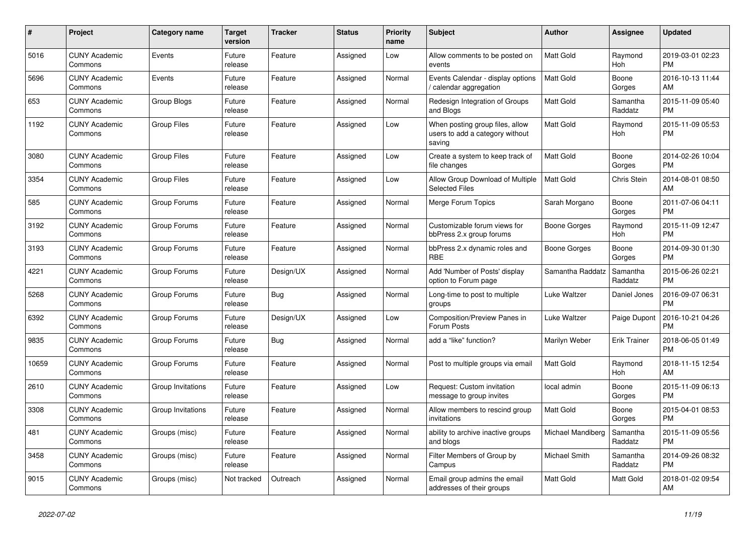| # | Project | Category name | Target version | Tracker | Status | Priority name | Subject | Author | Assignee | Updated |
|---|---|---|---|---|---|---|---|---|---|---|
| 5016 | CUNY Academic Commons | Events | Future release | Feature | Assigned | Low | Allow comments to be posted on events | Matt Gold | Raymond Hoh | 2019-03-01 02:23 PM |
| 5696 | CUNY Academic Commons | Events | Future release | Feature | Assigned | Normal | Events Calendar - display options / calendar aggregation | Matt Gold | Boone Gorges | 2016-10-13 11:44 AM |
| 653 | CUNY Academic Commons | Group Blogs | Future release | Feature | Assigned | Normal | Redesign Integration of Groups and Blogs | Matt Gold | Samantha Raddatz | 2015-11-09 05:40 PM |
| 1192 | CUNY Academic Commons | Group Files | Future release | Feature | Assigned | Low | When posting group files, allow users to add a category without saving | Matt Gold | Raymond Hoh | 2015-11-09 05:53 PM |
| 3080 | CUNY Academic Commons | Group Files | Future release | Feature | Assigned | Low | Create a system to keep track of file changes | Matt Gold | Boone Gorges | 2014-02-26 10:04 PM |
| 3354 | CUNY Academic Commons | Group Files | Future release | Feature | Assigned | Low | Allow Group Download of Multiple Selected Files | Matt Gold | Chris Stein | 2014-08-01 08:50 AM |
| 585 | CUNY Academic Commons | Group Forums | Future release | Feature | Assigned | Normal | Merge Forum Topics | Sarah Morgano | Boone Gorges | 2011-07-06 04:11 PM |
| 3192 | CUNY Academic Commons | Group Forums | Future release | Feature | Assigned | Normal | Customizable forum views for bbPress 2.x group forums | Boone Gorges | Raymond Hoh | 2015-11-09 12:47 PM |
| 3193 | CUNY Academic Commons | Group Forums | Future release | Feature | Assigned | Normal | bbPress 2.x dynamic roles and RBE | Boone Gorges | Boone Gorges | 2014-09-30 01:30 PM |
| 4221 | CUNY Academic Commons | Group Forums | Future release | Design/UX | Assigned | Normal | Add 'Number of Posts' display option to Forum page | Samantha Raddatz | Samantha Raddatz | 2015-06-26 02:21 PM |
| 5268 | CUNY Academic Commons | Group Forums | Future release | Bug | Assigned | Normal | Long-time to post to multiple groups | Luke Waltzer | Daniel Jones | 2016-09-07 06:31 PM |
| 6392 | CUNY Academic Commons | Group Forums | Future release | Design/UX | Assigned | Low | Composition/Preview Panes in Forum Posts | Luke Waltzer | Paige Dupont | 2016-10-21 04:26 PM |
| 9835 | CUNY Academic Commons | Group Forums | Future release | Bug | Assigned | Normal | add a "like" function? | Marilyn Weber | Erik Trainer | 2018-06-05 01:49 PM |
| 10659 | CUNY Academic Commons | Group Forums | Future release | Feature | Assigned | Normal | Post to multiple groups via email | Matt Gold | Raymond Hoh | 2018-11-15 12:54 AM |
| 2610 | CUNY Academic Commons | Group Invitations | Future release | Feature | Assigned | Low | Request: Custom invitation message to group invites | local admin | Boone Gorges | 2015-11-09 06:13 PM |
| 3308 | CUNY Academic Commons | Group Invitations | Future release | Feature | Assigned | Normal | Allow members to rescind group invitations | Matt Gold | Boone Gorges | 2015-04-01 08:53 PM |
| 481 | CUNY Academic Commons | Groups (misc) | Future release | Feature | Assigned | Normal | ability to archive inactive groups and blogs | Michael Mandiberg | Samantha Raddatz | 2015-11-09 05:56 PM |
| 3458 | CUNY Academic Commons | Groups (misc) | Future release | Feature | Assigned | Normal | Filter Members of Group by Campus | Michael Smith | Samantha Raddatz | 2014-09-26 08:32 PM |
| 9015 | CUNY Academic Commons | Groups (misc) | Not tracked | Outreach | Assigned | Normal | Email group admins the email addresses of their groups | Matt Gold | Matt Gold | 2018-01-02 09:54 AM |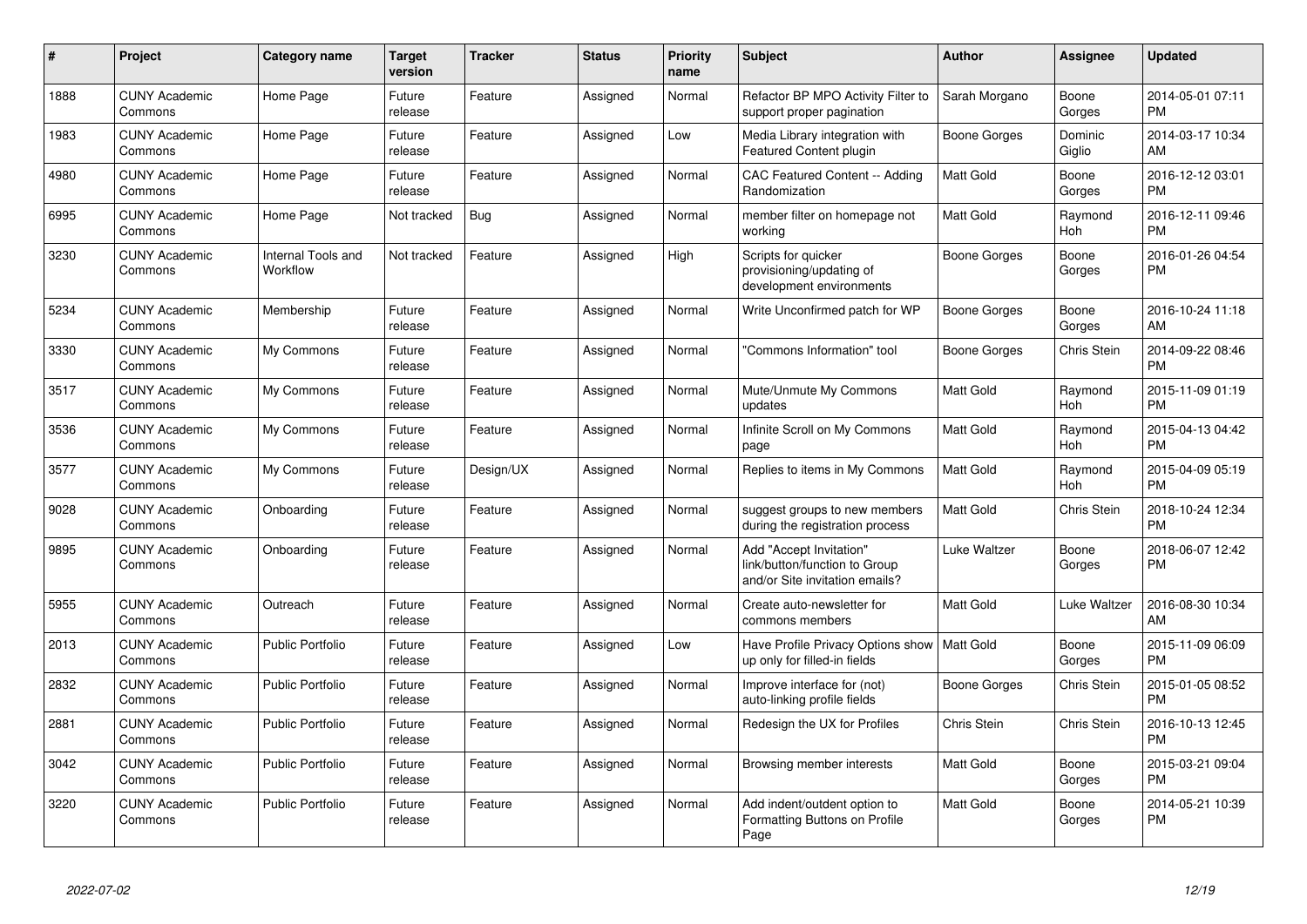| # | Project | Category name | Target version | Tracker | Status | Priority name | Subject | Author | Assignee | Updated |
|---|---|---|---|---|---|---|---|---|---|---|
| 1888 | CUNY Academic Commons | Home Page | Future release | Feature | Assigned | Normal | Refactor BP MPO Activity Filter to support proper pagination | Sarah Morgano | Boone Gorges | 2014-05-01 07:11 PM |
| 1983 | CUNY Academic Commons | Home Page | Future release | Feature | Assigned | Low | Media Library integration with Featured Content plugin | Boone Gorges | Dominic Giglio | 2014-03-17 10:34 AM |
| 4980 | CUNY Academic Commons | Home Page | Future release | Feature | Assigned | Normal | CAC Featured Content -- Adding Randomization | Matt Gold | Boone Gorges | 2016-12-12 03:01 PM |
| 6995 | CUNY Academic Commons | Home Page | Not tracked | Bug | Assigned | Normal | member filter on homepage not working | Matt Gold | Raymond Hoh | 2016-12-11 09:46 PM |
| 3230 | CUNY Academic Commons | Internal Tools and Workflow | Not tracked | Feature | Assigned | High | Scripts for quicker provisioning/updating of development environments | Boone Gorges | Boone Gorges | 2016-01-26 04:54 PM |
| 5234 | CUNY Academic Commons | Membership | Future release | Feature | Assigned | Normal | Write Unconfirmed patch for WP | Boone Gorges | Boone Gorges | 2016-10-24 11:18 AM |
| 3330 | CUNY Academic Commons | My Commons | Future release | Feature | Assigned | Normal | "Commons Information" tool | Boone Gorges | Chris Stein | 2014-09-22 08:46 PM |
| 3517 | CUNY Academic Commons | My Commons | Future release | Feature | Assigned | Normal | Mute/Unmute My Commons updates | Matt Gold | Raymond Hoh | 2015-11-09 01:19 PM |
| 3536 | CUNY Academic Commons | My Commons | Future release | Feature | Assigned | Normal | Infinite Scroll on My Commons page | Matt Gold | Raymond Hoh | 2015-04-13 04:42 PM |
| 3577 | CUNY Academic Commons | My Commons | Future release | Design/UX | Assigned | Normal | Replies to items in My Commons | Matt Gold | Raymond Hoh | 2015-04-09 05:19 PM |
| 9028 | CUNY Academic Commons | Onboarding | Future release | Feature | Assigned | Normal | suggest groups to new members during the registration process | Matt Gold | Chris Stein | 2018-10-24 12:34 PM |
| 9895 | CUNY Academic Commons | Onboarding | Future release | Feature | Assigned | Normal | Add "Accept Invitation" link/button/function to Group and/or Site invitation emails? | Luke Waltzer | Boone Gorges | 2018-06-07 12:42 PM |
| 5955 | CUNY Academic Commons | Outreach | Future release | Feature | Assigned | Normal | Create auto-newsletter for commons members | Matt Gold | Luke Waltzer | 2016-08-30 10:34 AM |
| 2013 | CUNY Academic Commons | Public Portfolio | Future release | Feature | Assigned | Low | Have Profile Privacy Options show up only for filled-in fields | Matt Gold | Boone Gorges | 2015-11-09 06:09 PM |
| 2832 | CUNY Academic Commons | Public Portfolio | Future release | Feature | Assigned | Normal | Improve interface for (not) auto-linking profile fields | Boone Gorges | Chris Stein | 2015-01-05 08:52 PM |
| 2881 | CUNY Academic Commons | Public Portfolio | Future release | Feature | Assigned | Normal | Redesign the UX for Profiles | Chris Stein | Chris Stein | 2016-10-13 12:45 PM |
| 3042 | CUNY Academic Commons | Public Portfolio | Future release | Feature | Assigned | Normal | Browsing member interests | Matt Gold | Boone Gorges | 2015-03-21 09:04 PM |
| 3220 | CUNY Academic Commons | Public Portfolio | Future release | Feature | Assigned | Normal | Add indent/outdent option to Formatting Buttons on Profile Page | Matt Gold | Boone Gorges | 2014-05-21 10:39 PM |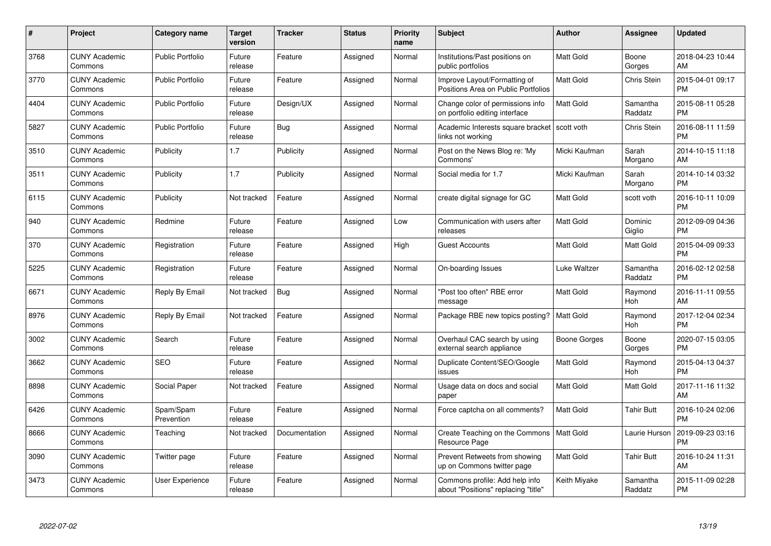| # | Project | Category name | Target version | Tracker | Status | Priority name | Subject | Author | Assignee | Updated |
|---|---|---|---|---|---|---|---|---|---|---|
| 3768 | CUNY Academic Commons | Public Portfolio | Future release | Feature | Assigned | Normal | Institutions/Past positions on public portfolios | Matt Gold | Boone Gorges | 2018-04-23 10:44 AM |
| 3770 | CUNY Academic Commons | Public Portfolio | Future release | Feature | Assigned | Normal | Improve Layout/Formatting of Positions Area on Public Portfolios | Matt Gold | Chris Stein | 2015-04-01 09:17 PM |
| 4404 | CUNY Academic Commons | Public Portfolio | Future release | Design/UX | Assigned | Normal | Change color of permissions info on portfolio editing interface | Matt Gold | Samantha Raddatz | 2015-08-11 05:28 PM |
| 5827 | CUNY Academic Commons | Public Portfolio | Future release | Bug | Assigned | Normal | Academic Interests square bracket links not working | scott voth | Chris Stein | 2016-08-11 11:59 PM |
| 3510 | CUNY Academic Commons | Publicity | 1.7 | Publicity | Assigned | Normal | Post on the News Blog re: 'My Commons' | Micki Kaufman | Sarah Morgano | 2014-10-15 11:18 AM |
| 3511 | CUNY Academic Commons | Publicity | 1.7 | Publicity | Assigned | Normal | Social media for 1.7 | Micki Kaufman | Sarah Morgano | 2014-10-14 03:32 PM |
| 6115 | CUNY Academic Commons | Publicity | Not tracked | Feature | Assigned | Normal | create digital signage for GC | Matt Gold | scott voth | 2016-10-11 10:09 PM |
| 940 | CUNY Academic Commons | Redmine | Future release | Feature | Assigned | Low | Communication with users after releases | Matt Gold | Dominic Giglio | 2012-09-09 04:36 PM |
| 370 | CUNY Academic Commons | Registration | Future release | Feature | Assigned | High | Guest Accounts | Matt Gold | Matt Gold | 2015-04-09 09:33 PM |
| 5225 | CUNY Academic Commons | Registration | Future release | Feature | Assigned | Normal | On-boarding Issues | Luke Waltzer | Samantha Raddatz | 2016-02-12 02:58 PM |
| 6671 | CUNY Academic Commons | Reply By Email | Not tracked | Bug | Assigned | Normal | "Post too often" RBE error message | Matt Gold | Raymond Hoh | 2016-11-11 09:55 AM |
| 8976 | CUNY Academic Commons | Reply By Email | Not tracked | Feature | Assigned | Normal | Package RBE new topics posting? | Matt Gold | Raymond Hoh | 2017-12-04 02:34 PM |
| 3002 | CUNY Academic Commons | Search | Future release | Feature | Assigned | Normal | Overhaul CAC search by using external search appliance | Boone Gorges | Boone Gorges | 2020-07-15 03:05 PM |
| 3662 | CUNY Academic Commons | SEO | Future release | Feature | Assigned | Normal | Duplicate Content/SEO/Google issues | Matt Gold | Raymond Hoh | 2015-04-13 04:37 PM |
| 8898 | CUNY Academic Commons | Social Paper | Not tracked | Feature | Assigned | Normal | Usage data on docs and social paper | Matt Gold | Matt Gold | 2017-11-16 11:32 AM |
| 6426 | CUNY Academic Commons | Spam/Spam Prevention | Future release | Feature | Assigned | Normal | Force captcha on all comments? | Matt Gold | Tahir Butt | 2016-10-24 02:06 PM |
| 8666 | CUNY Academic Commons | Teaching | Not tracked | Documentation | Assigned | Normal | Create Teaching on the Commons Resource Page | Matt Gold | Laurie Hurson | 2019-09-23 03:16 PM |
| 3090 | CUNY Academic Commons | Twitter page | Future release | Feature | Assigned | Normal | Prevent Retweets from showing up on Commons twitter page | Matt Gold | Tahir Butt | 2016-10-24 11:31 AM |
| 3473 | CUNY Academic Commons | User Experience | Future release | Feature | Assigned | Normal | Commons profile: Add help info about "Positions" replacing "title" | Keith Miyake | Samantha Raddatz | 2015-11-09 02:28 PM |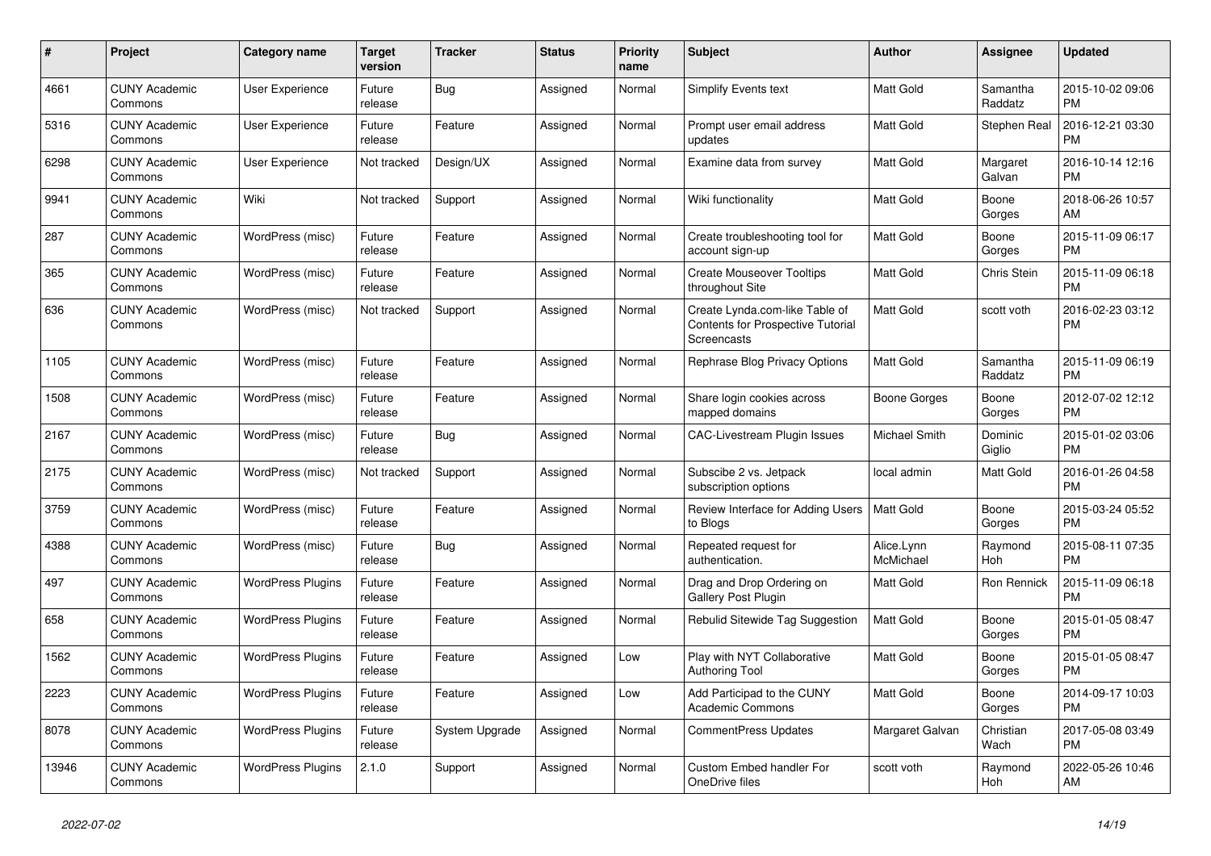| # | Project | Category name | Target version | Tracker | Status | Priority name | Subject | Author | Assignee | Updated |
|---|---|---|---|---|---|---|---|---|---|---|
| 4661 | CUNY Academic Commons | User Experience | Future release | Bug | Assigned | Normal | Simplify Events text | Matt Gold | Samantha Raddatz | 2015-10-02 09:06 PM |
| 5316 | CUNY Academic Commons | User Experience | Future release | Feature | Assigned | Normal | Prompt user email address updates | Matt Gold | Stephen Real | 2016-12-21 03:30 PM |
| 6298 | CUNY Academic Commons | User Experience | Not tracked | Design/UX | Assigned | Normal | Examine data from survey | Matt Gold | Margaret Galvan | 2016-10-14 12:16 PM |
| 9941 | CUNY Academic Commons | Wiki | Not tracked | Support | Assigned | Normal | Wiki functionality | Matt Gold | Boone Gorges | 2018-06-26 10:57 AM |
| 287 | CUNY Academic Commons | WordPress (misc) | Future release | Feature | Assigned | Normal | Create troubleshooting tool for account sign-up | Matt Gold | Boone Gorges | 2015-11-09 06:17 PM |
| 365 | CUNY Academic Commons | WordPress (misc) | Future release | Feature | Assigned | Normal | Create Mouseover Tooltips throughout Site | Matt Gold | Chris Stein | 2015-11-09 06:18 PM |
| 636 | CUNY Academic Commons | WordPress (misc) | Not tracked | Support | Assigned | Normal | Create Lynda.com-like Table of Contents for Prospective Tutorial Screencasts | Matt Gold | scott voth | 2016-02-23 03:12 PM |
| 1105 | CUNY Academic Commons | WordPress (misc) | Future release | Feature | Assigned | Normal | Rephrase Blog Privacy Options | Matt Gold | Samantha Raddatz | 2015-11-09 06:19 PM |
| 1508 | CUNY Academic Commons | WordPress (misc) | Future release | Feature | Assigned | Normal | Share login cookies across mapped domains | Boone Gorges | Boone Gorges | 2012-07-02 12:12 PM |
| 2167 | CUNY Academic Commons | WordPress (misc) | Future release | Bug | Assigned | Normal | CAC-Livestream Plugin Issues | Michael Smith | Dominic Giglio | 2015-01-02 03:06 PM |
| 2175 | CUNY Academic Commons | WordPress (misc) | Not tracked | Support | Assigned | Normal | Subscibe 2 vs. Jetpack subscription options | local admin | Matt Gold | 2016-01-26 04:58 PM |
| 3759 | CUNY Academic Commons | WordPress (misc) | Future release | Feature | Assigned | Normal | Review Interface for Adding Users to Blogs | Matt Gold | Boone Gorges | 2015-03-24 05:52 PM |
| 4388 | CUNY Academic Commons | WordPress (misc) | Future release | Bug | Assigned | Normal | Repeated request for authentication. | Alice.Lynn McMichael | Raymond Hoh | 2015-08-11 07:35 PM |
| 497 | CUNY Academic Commons | WordPress Plugins | Future release | Feature | Assigned | Normal | Drag and Drop Ordering on Gallery Post Plugin | Matt Gold | Ron Rennick | 2015-11-09 06:18 PM |
| 658 | CUNY Academic Commons | WordPress Plugins | Future release | Feature | Assigned | Normal | Rebulid Sitewide Tag Suggestion | Matt Gold | Boone Gorges | 2015-01-05 08:47 PM |
| 1562 | CUNY Academic Commons | WordPress Plugins | Future release | Feature | Assigned | Low | Play with NYT Collaborative Authoring Tool | Matt Gold | Boone Gorges | 2015-01-05 08:47 PM |
| 2223 | CUNY Academic Commons | WordPress Plugins | Future release | Feature | Assigned | Low | Add Participad to the CUNY Academic Commons | Matt Gold | Boone Gorges | 2014-09-17 10:03 PM |
| 8078 | CUNY Academic Commons | WordPress Plugins | Future release | System Upgrade | Assigned | Normal | CommentPress Updates | Margaret Galvan | Christian Wach | 2017-05-08 03:49 PM |
| 13946 | CUNY Academic Commons | WordPress Plugins | 2.1.0 | Support | Assigned | Normal | Custom Embed handler For OneDrive files | scott voth | Raymond Hoh | 2022-05-26 10:46 AM |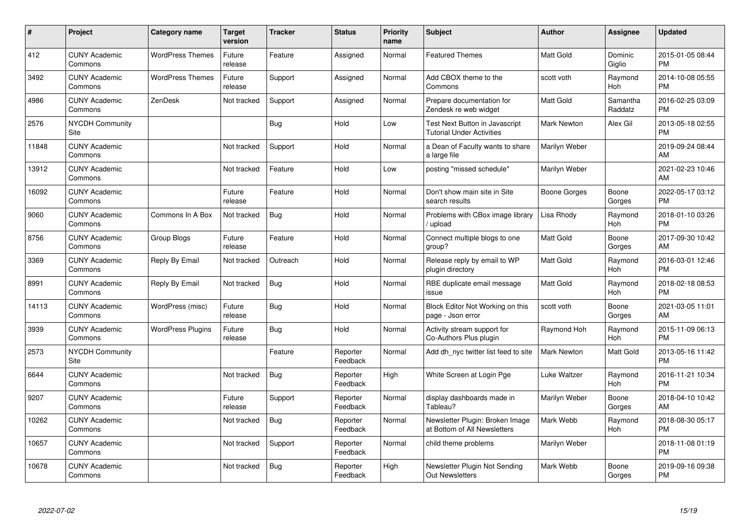| # | Project | Category name | Target version | Tracker | Status | Priority name | Subject | Author | Assignee | Updated |
|---|---|---|---|---|---|---|---|---|---|---|
| 412 | CUNY Academic Commons | WordPress Themes | Future release | Feature | Assigned | Normal | Featured Themes | Matt Gold | Dominic Giglio | 2015-01-05 08:44 PM |
| 3492 | CUNY Academic Commons | WordPress Themes | Future release | Support | Assigned | Normal | Add CBOX theme to the Commons | scott voth | Raymond Hoh | 2014-10-08 05:55 PM |
| 4986 | CUNY Academic Commons | ZenDesk | Not tracked | Support | Assigned | Normal | Prepare documentation for Zendesk re web widget | Matt Gold | Samantha Raddatz | 2016-02-25 03:09 PM |
| 2576 | NYCDH Community Site | | | Bug | Hold | Low | Test Next Button in Javascript Tutorial Under Activities | Mark Newton | Alex Gil | 2013-05-18 02:55 PM |
| 11848 | CUNY Academic Commons | | Not tracked | Support | Hold | Normal | a Dean of Faculty wants to share a large file | Marilyn Weber | | 2019-09-24 08:44 AM |
| 13912 | CUNY Academic Commons | | Not tracked | Feature | Hold | Low | posting "missed schedule" | Marilyn Weber | | 2021-02-23 10:46 AM |
| 16092 | CUNY Academic Commons | | Future release | Feature | Hold | Normal | Don't show main site in Site search results | Boone Gorges | Boone Gorges | 2022-05-17 03:12 PM |
| 9060 | CUNY Academic Commons | Commons In A Box | Not tracked | Bug | Hold | Normal | Problems with CBox image library / upload | Lisa Rhody | Raymond Hoh | 2018-01-10 03:26 PM |
| 8756 | CUNY Academic Commons | Group Blogs | Future release | Feature | Hold | Normal | Connect multiple blogs to one group? | Matt Gold | Boone Gorges | 2017-09-30 10:42 AM |
| 3369 | CUNY Academic Commons | Reply By Email | Not tracked | Outreach | Hold | Normal | Release reply by email to WP plugin directory | Matt Gold | Raymond Hoh | 2016-03-01 12:46 PM |
| 8991 | CUNY Academic Commons | Reply By Email | Not tracked | Bug | Hold | Normal | RBE duplicate email message issue | Matt Gold | Raymond Hoh | 2018-02-18 08:53 PM |
| 14113 | CUNY Academic Commons | WordPress (misc) | Future release | Bug | Hold | Normal | Block Editor Not Working on this page - Json error | scott voth | Boone Gorges | 2021-03-05 11:01 AM |
| 3939 | CUNY Academic Commons | WordPress Plugins | Future release | Bug | Hold | Normal | Activity stream support for Co-Authors Plus plugin | Raymond Hoh | Raymond Hoh | 2015-11-09 06:13 PM |
| 2573 | NYCDH Community Site | | | Feature | Reporter Feedback | Normal | Add dh_nyc twitter list feed to site | Mark Newton | Matt Gold | 2013-05-16 11:42 PM |
| 6644 | CUNY Academic Commons | | Not tracked | Bug | Reporter Feedback | High | White Screen at Login Pge | Luke Waltzer | Raymond Hoh | 2016-11-21 10:34 PM |
| 9207 | CUNY Academic Commons | | Future release | Support | Reporter Feedback | Normal | display dashboards made in Tableau? | Marilyn Weber | Boone Gorges | 2018-04-10 10:42 AM |
| 10262 | CUNY Academic Commons | | Not tracked | Bug | Reporter Feedback | Normal | Newsletter Plugin: Broken Image at Bottom of All Newsletters | Mark Webb | Raymond Hoh | 2018-08-30 05:17 PM |
| 10657 | CUNY Academic Commons | | Not tracked | Support | Reporter Feedback | Normal | child theme problems | Marilyn Weber | | 2018-11-08 01:19 PM |
| 10678 | CUNY Academic Commons | | Not tracked | Bug | Reporter Feedback | High | Newsletter Plugin Not Sending Out Newsletters | Mark Webb | Boone Gorges | 2019-09-16 09:38 PM |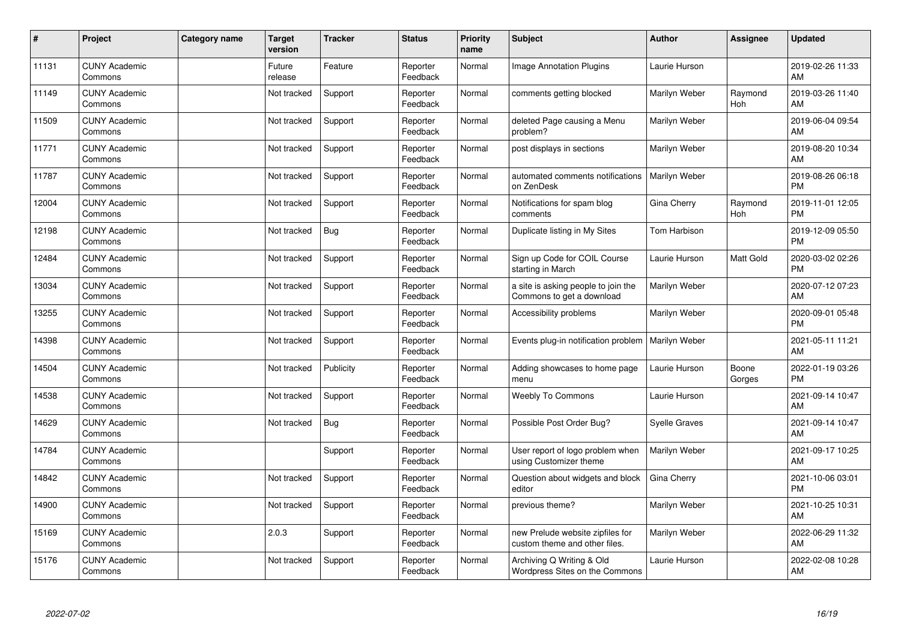| # | Project | Category name | Target version | Tracker | Status | Priority name | Subject | Author | Assignee | Updated |
|---|---|---|---|---|---|---|---|---|---|---|
| 11131 | CUNY Academic Commons | | Future release | Feature | Reporter Feedback | Normal | Image Annotation Plugins | Laurie Hurson | | 2019-02-26 11:33 AM |
| 11149 | CUNY Academic Commons | | Not tracked | Support | Reporter Feedback | Normal | comments getting blocked | Marilyn Weber | Raymond Hoh | 2019-03-26 11:40 AM |
| 11509 | CUNY Academic Commons | | Not tracked | Support | Reporter Feedback | Normal | deleted Page causing a Menu problem? | Marilyn Weber | | 2019-06-04 09:54 AM |
| 11771 | CUNY Academic Commons | | Not tracked | Support | Reporter Feedback | Normal | post displays in sections | Marilyn Weber | | 2019-08-20 10:34 AM |
| 11787 | CUNY Academic Commons | | Not tracked | Support | Reporter Feedback | Normal | automated comments notifications on ZenDesk | Marilyn Weber | | 2019-08-26 06:18 PM |
| 12004 | CUNY Academic Commons | | Not tracked | Support | Reporter Feedback | Normal | Notifications for spam blog comments | Gina Cherry | Raymond Hoh | 2019-11-01 12:05 PM |
| 12198 | CUNY Academic Commons | | Not tracked | Bug | Reporter Feedback | Normal | Duplicate listing in My Sites | Tom Harbison | | 2019-12-09 05:50 PM |
| 12484 | CUNY Academic Commons | | Not tracked | Support | Reporter Feedback | Normal | Sign up Code for COIL Course starting in March | Laurie Hurson | Matt Gold | 2020-03-02 02:26 PM |
| 13034 | CUNY Academic Commons | | Not tracked | Support | Reporter Feedback | Normal | a site is asking people to join the Commons to get a download | Marilyn Weber | | 2020-07-12 07:23 AM |
| 13255 | CUNY Academic Commons | | Not tracked | Support | Reporter Feedback | Normal | Accessibility problems | Marilyn Weber | | 2020-09-01 05:48 PM |
| 14398 | CUNY Academic Commons | | Not tracked | Support | Reporter Feedback | Normal | Events plug-in notification problem | Marilyn Weber | | 2021-05-11 11:21 AM |
| 14504 | CUNY Academic Commons | | Not tracked | Publicity | Reporter Feedback | Normal | Adding showcases to home page menu | Laurie Hurson | Boone Gorges | 2022-01-19 03:26 PM |
| 14538 | CUNY Academic Commons | | Not tracked | Support | Reporter Feedback | Normal | Weebly To Commons | Laurie Hurson | | 2021-09-14 10:47 AM |
| 14629 | CUNY Academic Commons | | Not tracked | Bug | Reporter Feedback | Normal | Possible Post Order Bug? | Syelle Graves | | 2021-09-14 10:47 AM |
| 14784 | CUNY Academic Commons | | | Support | Reporter Feedback | Normal | User report of logo problem when using Customizer theme | Marilyn Weber | | 2021-09-17 10:25 AM |
| 14842 | CUNY Academic Commons | | Not tracked | Support | Reporter Feedback | Normal | Question about widgets and block editor | Gina Cherry | | 2021-10-06 03:01 PM |
| 14900 | CUNY Academic Commons | | Not tracked | Support | Reporter Feedback | Normal | previous theme? | Marilyn Weber | | 2021-10-25 10:31 AM |
| 15169 | CUNY Academic Commons | | 2.0.3 | Support | Reporter Feedback | Normal | new Prelude website zipfiles for custom theme and other files. | Marilyn Weber | | 2022-06-29 11:32 AM |
| 15176 | CUNY Academic Commons | | Not tracked | Support | Reporter Feedback | Normal | Archiving Q Writing & Old Wordpress Sites on the Commons | Laurie Hurson | | 2022-02-08 10:28 AM |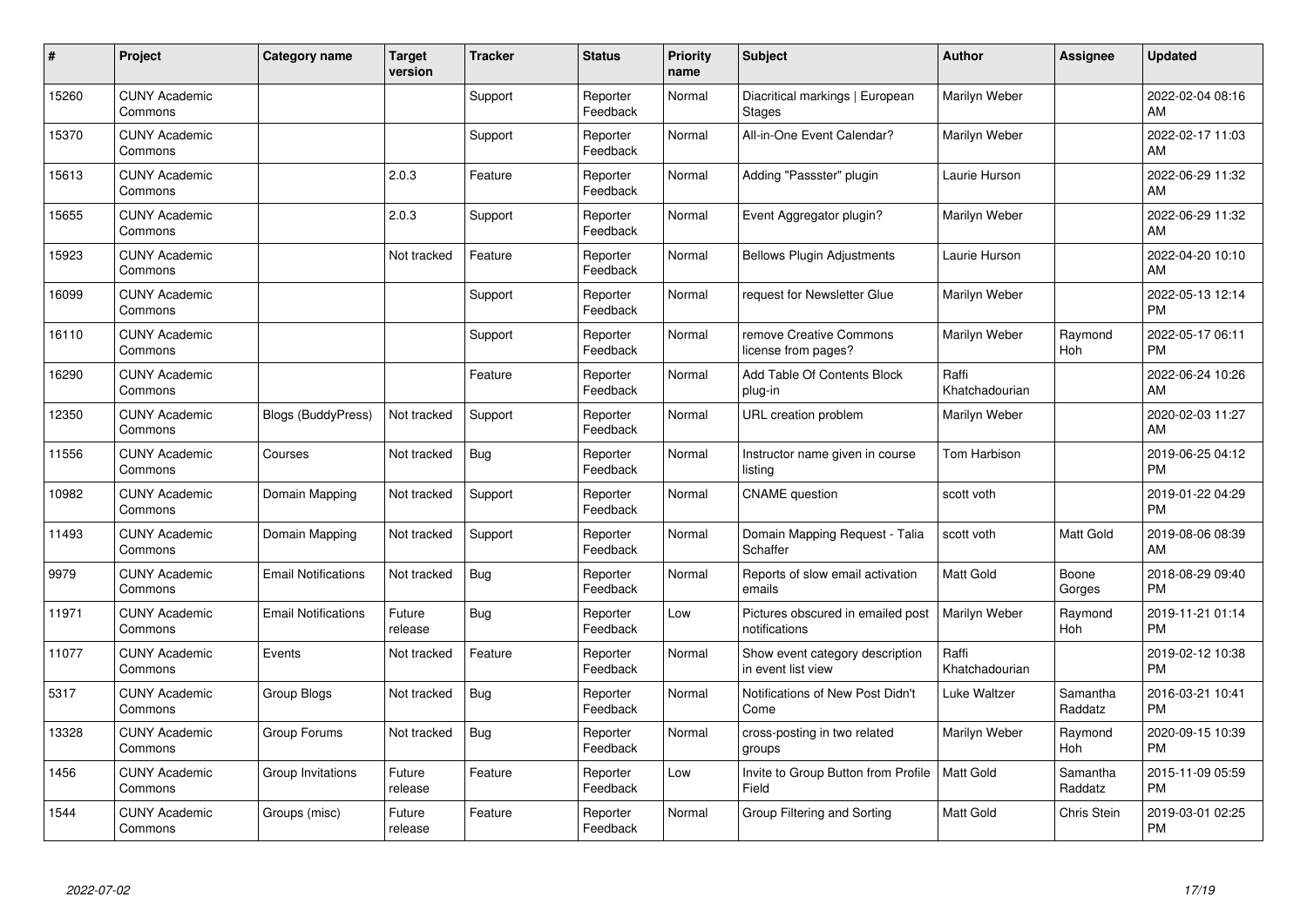| # | Project | Category name | Target version | Tracker | Status | Priority name | Subject | Author | Assignee | Updated |
|---|---|---|---|---|---|---|---|---|---|---|
| 15260 | CUNY Academic Commons | | | Support | Reporter Feedback | Normal | Diacritical markings \| European Stages | Marilyn Weber | | 2022-02-04 08:16 AM |
| 15370 | CUNY Academic Commons | | | Support | Reporter Feedback | Normal | All-in-One Event Calendar? | Marilyn Weber | | 2022-02-17 11:03 AM |
| 15613 | CUNY Academic Commons | | 2.0.3 | Feature | Reporter Feedback | Normal | Adding "Passster" plugin | Laurie Hurson | | 2022-06-29 11:32 AM |
| 15655 | CUNY Academic Commons | | 2.0.3 | Support | Reporter Feedback | Normal | Event Aggregator plugin? | Marilyn Weber | | 2022-06-29 11:32 AM |
| 15923 | CUNY Academic Commons | | Not tracked | Feature | Reporter Feedback | Normal | Bellows Plugin Adjustments | Laurie Hurson | | 2022-04-20 10:10 AM |
| 16099 | CUNY Academic Commons | | | Support | Reporter Feedback | Normal | request for Newsletter Glue | Marilyn Weber | | 2022-05-13 12:14 PM |
| 16110 | CUNY Academic Commons | | | Support | Reporter Feedback | Normal | remove Creative Commons license from pages? | Marilyn Weber | Raymond Hoh | 2022-05-17 06:11 PM |
| 16290 | CUNY Academic Commons | | | Feature | Reporter Feedback | Normal | Add Table Of Contents Block plug-in | Raffi Khatchadourian | | 2022-06-24 10:26 AM |
| 12350 | CUNY Academic Commons | Blogs (BuddyPress) | Not tracked | Support | Reporter Feedback | Normal | URL creation problem | Marilyn Weber | | 2020-02-03 11:27 AM |
| 11556 | CUNY Academic Commons | Courses | Not tracked | Bug | Reporter Feedback | Normal | Instructor name given in course listing | Tom Harbison | | 2019-06-25 04:12 PM |
| 10982 | CUNY Academic Commons | Domain Mapping | Not tracked | Support | Reporter Feedback | Normal | CNAME question | scott voth | | 2019-01-22 04:29 PM |
| 11493 | CUNY Academic Commons | Domain Mapping | Not tracked | Support | Reporter Feedback | Normal | Domain Mapping Request - Talia Schaffer | scott voth | Matt Gold | 2019-08-06 08:39 AM |
| 9979 | CUNY Academic Commons | Email Notifications | Not tracked | Bug | Reporter Feedback | Normal | Reports of slow email activation emails | Matt Gold | Boone Gorges | 2018-08-29 09:40 PM |
| 11971 | CUNY Academic Commons | Email Notifications | Future release | Bug | Reporter Feedback | Low | Pictures obscured in emailed post notifications | Marilyn Weber | Raymond Hoh | 2019-11-21 01:14 PM |
| 11077 | CUNY Academic Commons | Events | Not tracked | Feature | Reporter Feedback | Normal | Show event category description in event list view | Raffi Khatchadourian | | 2019-02-12 10:38 PM |
| 5317 | CUNY Academic Commons | Group Blogs | Not tracked | Bug | Reporter Feedback | Normal | Notifications of New Post Didn't Come | Luke Waltzer | Samantha Raddatz | 2016-03-21 10:41 PM |
| 13328 | CUNY Academic Commons | Group Forums | Not tracked | Bug | Reporter Feedback | Normal | cross-posting in two related groups | Marilyn Weber | Raymond Hoh | 2020-09-15 10:39 PM |
| 1456 | CUNY Academic Commons | Group Invitations | Future release | Feature | Reporter Feedback | Low | Invite to Group Button from Profile Field | Matt Gold | Samantha Raddatz | 2015-11-09 05:59 PM |
| 1544 | CUNY Academic Commons | Groups (misc) | Future release | Feature | Reporter Feedback | Normal | Group Filtering and Sorting | Matt Gold | Chris Stein | 2019-03-01 02:25 PM |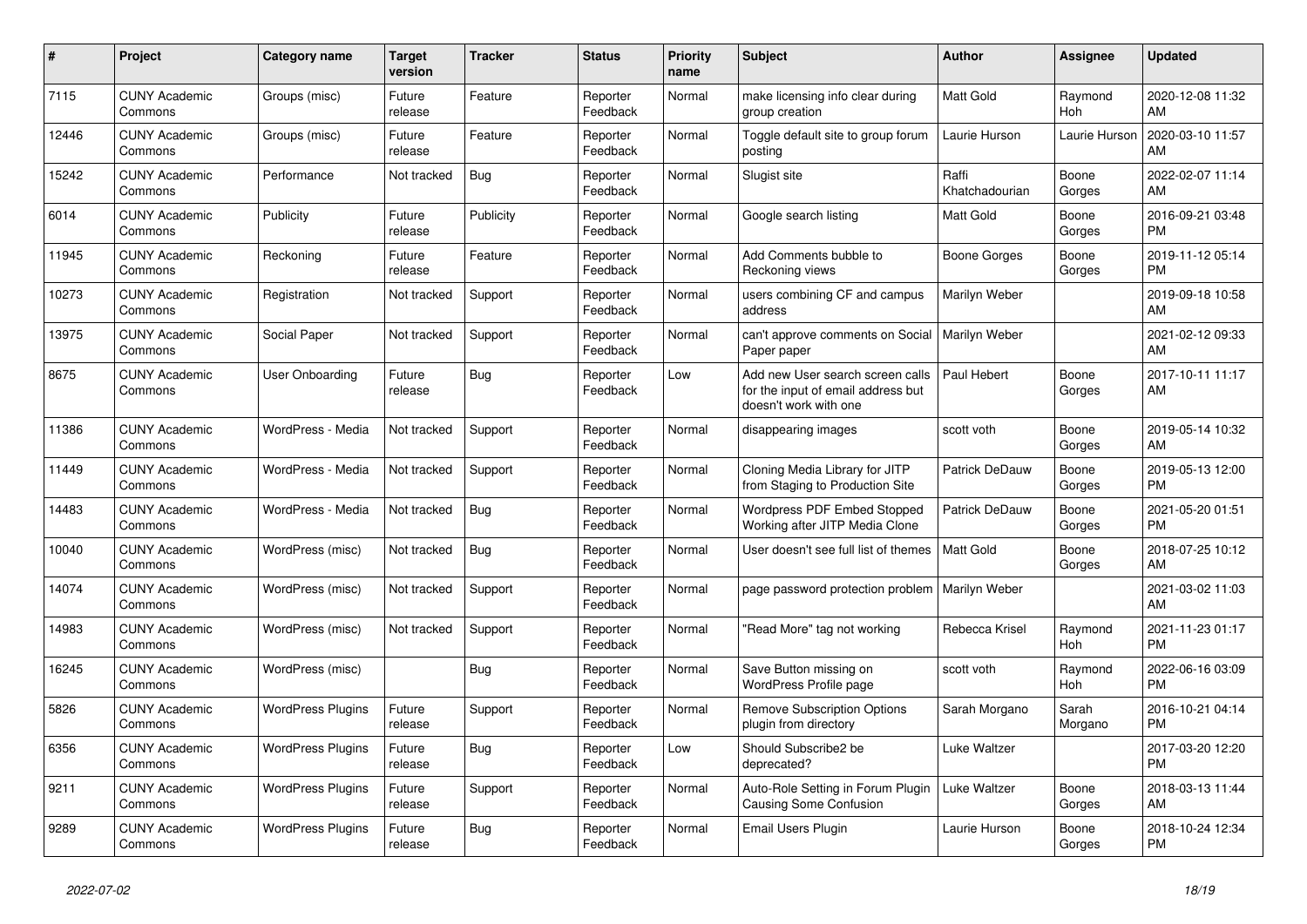| # | Project | Category name | Target version | Tracker | Status | Priority name | Subject | Author | Assignee | Updated |
|---|---|---|---|---|---|---|---|---|---|---|
| 7115 | CUNY Academic Commons | Groups (misc) | Future release | Feature | Reporter Feedback | Normal | make licensing info clear during group creation | Matt Gold | Raymond Hoh | 2020-12-08 11:32 AM |
| 12446 | CUNY Academic Commons | Groups (misc) | Future release | Feature | Reporter Feedback | Normal | Toggle default site to group forum posting | Laurie Hurson | Laurie Hurson | 2020-03-10 11:57 AM |
| 15242 | CUNY Academic Commons | Performance | Not tracked | Bug | Reporter Feedback | Normal | Slugist site | Raffi Khatchadourian | Boone Gorges | 2022-02-07 11:14 AM |
| 6014 | CUNY Academic Commons | Publicity | Future release | Publicity | Reporter Feedback | Normal | Google search listing | Matt Gold | Boone Gorges | 2016-09-21 03:48 PM |
| 11945 | CUNY Academic Commons | Reckoning | Future release | Feature | Reporter Feedback | Normal | Add Comments bubble to Reckoning views | Boone Gorges | Boone Gorges | 2019-11-12 05:14 PM |
| 10273 | CUNY Academic Commons | Registration | Not tracked | Support | Reporter Feedback | Normal | users combining CF and campus address | Marilyn Weber | | 2019-09-18 10:58 AM |
| 13975 | CUNY Academic Commons | Social Paper | Not tracked | Support | Reporter Feedback | Normal | can't approve comments on Social Paper paper | Marilyn Weber | | 2021-02-12 09:33 AM |
| 8675 | CUNY Academic Commons | User Onboarding | Future release | Bug | Reporter Feedback | Low | Add new User search screen calls for the input of email address but doesn't work with one | Paul Hebert | Boone Gorges | 2017-10-11 11:17 AM |
| 11386 | CUNY Academic Commons | WordPress - Media | Not tracked | Support | Reporter Feedback | Normal | disappearing images | scott voth | Boone Gorges | 2019-05-14 10:32 AM |
| 11449 | CUNY Academic Commons | WordPress - Media | Not tracked | Support | Reporter Feedback | Normal | Cloning Media Library for JITP from Staging to Production Site | Patrick DeDauw | Boone Gorges | 2019-05-13 12:00 PM |
| 14483 | CUNY Academic Commons | WordPress - Media | Not tracked | Bug | Reporter Feedback | Normal | Wordpress PDF Embed Stopped Working after JITP Media Clone | Patrick DeDauw | Boone Gorges | 2021-05-20 01:51 PM |
| 10040 | CUNY Academic Commons | WordPress (misc) | Not tracked | Bug | Reporter Feedback | Normal | User doesn't see full list of themes | Matt Gold | Boone Gorges | 2018-07-25 10:12 AM |
| 14074 | CUNY Academic Commons | WordPress (misc) | Not tracked | Support | Reporter Feedback | Normal | page password protection problem | Marilyn Weber | | 2021-03-02 11:03 AM |
| 14983 | CUNY Academic Commons | WordPress (misc) | Not tracked | Support | Reporter Feedback | Normal | "Read More" tag not working | Rebecca Krisel | Raymond Hoh | 2021-11-23 01:17 PM |
| 16245 | CUNY Academic Commons | WordPress (misc) | | Bug | Reporter Feedback | Normal | Save Button missing on WordPress Profile page | scott voth | Raymond Hoh | 2022-06-16 03:09 PM |
| 5826 | CUNY Academic Commons | WordPress Plugins | Future release | Support | Reporter Feedback | Normal | Remove Subscription Options plugin from directory | Sarah Morgano | Sarah Morgano | 2016-10-21 04:14 PM |
| 6356 | CUNY Academic Commons | WordPress Plugins | Future release | Bug | Reporter Feedback | Low | Should Subscribe2 be deprecated? | Luke Waltzer | | 2017-03-20 12:20 PM |
| 9211 | CUNY Academic Commons | WordPress Plugins | Future release | Support | Reporter Feedback | Normal | Auto-Role Setting in Forum Plugin Causing Some Confusion | Luke Waltzer | Boone Gorges | 2018-03-13 11:44 AM |
| 9289 | CUNY Academic Commons | WordPress Plugins | Future release | Bug | Reporter Feedback | Normal | Email Users Plugin | Laurie Hurson | Boone Gorges | 2018-10-24 12:34 PM |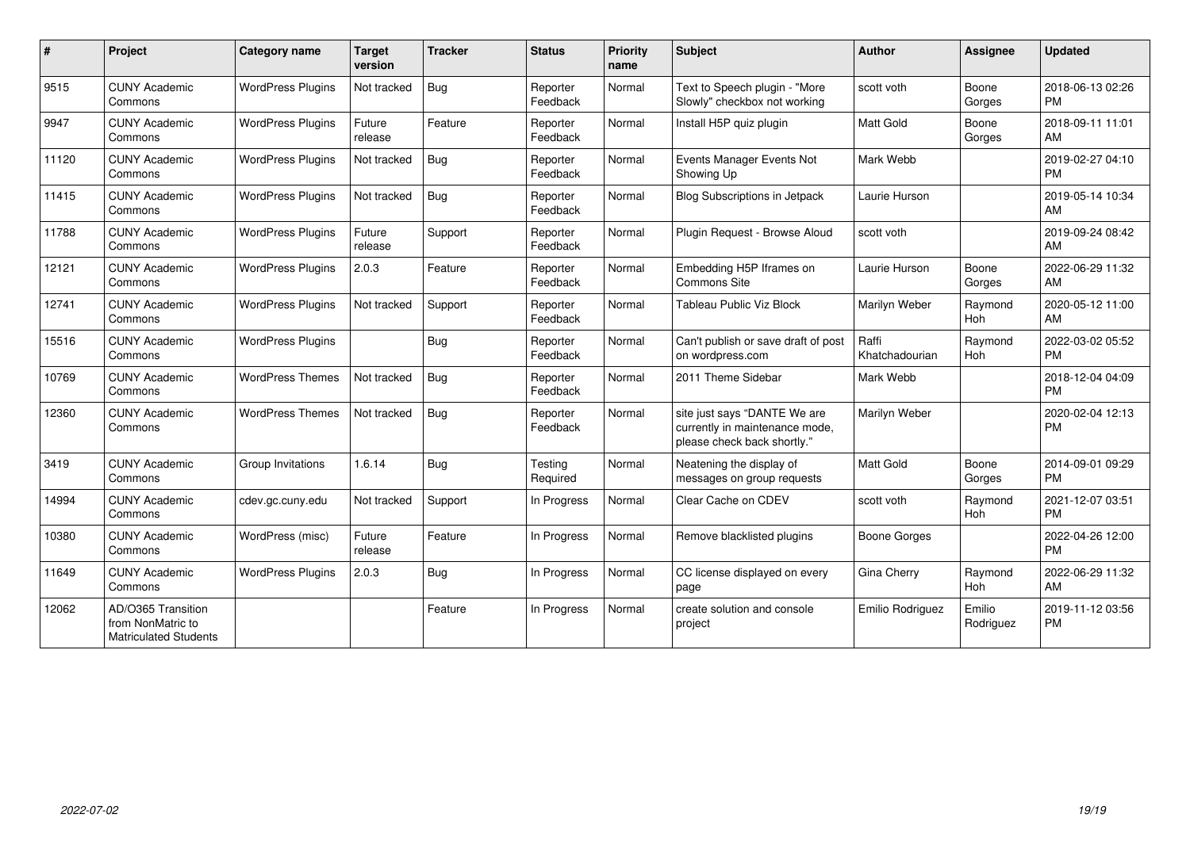| # | Project | Category name | Target version | Tracker | Status | Priority name | Subject | Author | Assignee | Updated |
|---|---|---|---|---|---|---|---|---|---|---|
| 9515 | CUNY Academic Commons | WordPress Plugins | Not tracked | Bug | Reporter Feedback | Normal | Text to Speech plugin - "More Slowly" checkbox not working | scott voth | Boone Gorges | 2018-06-13 02:26 PM |
| 9947 | CUNY Academic Commons | WordPress Plugins | Future release | Feature | Reporter Feedback | Normal | Install H5P quiz plugin | Matt Gold | Boone Gorges | 2018-09-11 11:01 AM |
| 11120 | CUNY Academic Commons | WordPress Plugins | Not tracked | Bug | Reporter Feedback | Normal | Events Manager Events Not Showing Up | Mark Webb | | 2019-02-27 04:10 PM |
| 11415 | CUNY Academic Commons | WordPress Plugins | Not tracked | Bug | Reporter Feedback | Normal | Blog Subscriptions in Jetpack | Laurie Hurson | | 2019-05-14 10:34 AM |
| 11788 | CUNY Academic Commons | WordPress Plugins | Future release | Support | Reporter Feedback | Normal | Plugin Request - Browse Aloud | scott voth | | 2019-09-24 08:42 AM |
| 12121 | CUNY Academic Commons | WordPress Plugins | 2.0.3 | Feature | Reporter Feedback | Normal | Embedding H5P Iframes on Commons Site | Laurie Hurson | Boone Gorges | 2022-06-29 11:32 AM |
| 12741 | CUNY Academic Commons | WordPress Plugins | Not tracked | Support | Reporter Feedback | Normal | Tableau Public Viz Block | Marilyn Weber | Raymond Hoh | 2020-05-12 11:00 AM |
| 15516 | CUNY Academic Commons | WordPress Plugins | | Bug | Reporter Feedback | Normal | Can't publish or save draft of post on wordpress.com | Raffi Khatchadourian | Raymond Hoh | 2022-03-02 05:52 PM |
| 10769 | CUNY Academic Commons | WordPress Themes | Not tracked | Bug | Reporter Feedback | Normal | 2011 Theme Sidebar | Mark Webb | | 2018-12-04 04:09 PM |
| 12360 | CUNY Academic Commons | WordPress Themes | Not tracked | Bug | Reporter Feedback | Normal | site just says "DANTE We are currently in maintenance mode, please check back shortly." | Marilyn Weber | | 2020-02-04 12:13 PM |
| 3419 | CUNY Academic Commons | Group Invitations | 1.6.14 | Bug | Testing Required | Normal | Neatening the display of messages on group requests | Matt Gold | Boone Gorges | 2014-09-01 09:29 PM |
| 14994 | CUNY Academic Commons | cdev.gc.cuny.edu | Not tracked | Support | In Progress | Normal | Clear Cache on CDEV | scott voth | Raymond Hoh | 2021-12-07 03:51 PM |
| 10380 | CUNY Academic Commons | WordPress (misc) | Future release | Feature | In Progress | Normal | Remove blacklisted plugins | Boone Gorges | | 2022-04-26 12:00 PM |
| 11649 | CUNY Academic Commons | WordPress Plugins | 2.0.3 | Bug | In Progress | Normal | CC license displayed on every page | Gina Cherry | Raymond Hoh | 2022-06-29 11:32 AM |
| 12062 | AD/O365 Transition from NonMatric to Matriculated Students | | | Feature | In Progress | Normal | create solution and console project | Emilio Rodriguez | Emilio Rodriguez | 2019-11-12 03:56 PM |